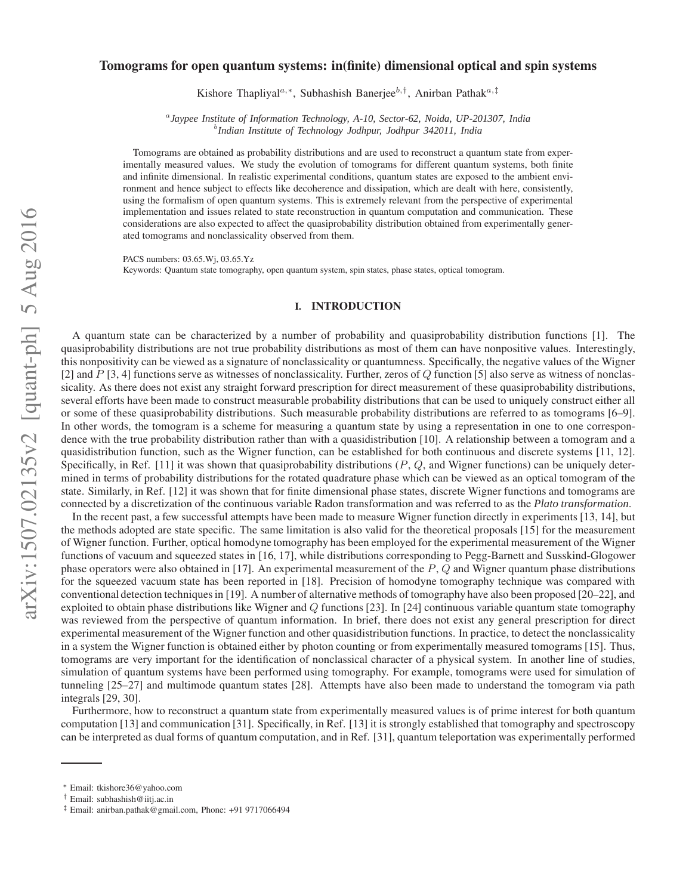# Tomograms for open quantum systems: in(finite) dimensional optical and spin systems

Kishore Thapliyal[a,*], Subhashish Banerjee[b,†], Anirban Pathak[a,‡]

[a] *Jaypee Institute of Information Technology, A-10, Sector-62, Noida, UP-201307, India*
[b] *Indian Institute of Technology Jodhpur, Jodhpur 342011, India*

Tomograms are obtained as probability distributions and are used to reconstruct a quantum state from experimentally measured values. We study the evolution of tomograms for different quantum systems, both finite and infinite dimensional. In realistic experimental conditions, quantum states are exposed to the ambient environment and hence subject to effects like decoherence and dissipation, which are dealt with here, consistently, using the formalism of open quantum systems. This is extremely relevant from the perspective of experimental implementation and issues related to state reconstruction in quantum computation and communication. These considerations are also expected to affect the quasiprobability distribution obtained from experimentally generated tomograms and nonclassicality observed from them.

PACS numbers: 03.65.Wj, 03.65.Yz
Keywords: Quantum state tomography, open quantum system, spin states, phase states, optical tomogram.

## I. INTRODUCTION

A quantum state can be characterized by a number of probability and quasiprobability distribution functions [1]. The quasiprobability distributions are not true probability distributions as most of them can have nonpositive values. Interestingly, this nonpositivity can be viewed as a signature of nonclassicality or quantumness. Specifically, the negative values of the Wigner [2] and $P$ [3, 4] functions serve as witnesses of nonclassicality. Further, zeros of $Q$ function [5] also serve as witness of nonclassicality. As there does not exist any straight forward prescription for direct measurement of these quasiprobability distributions, several efforts have been made to construct measurable probability distributions that can be used to uniquely construct either all or some of these quasiprobability distributions. Such measurable probability distributions are referred to as tomograms [6–9]. In other words, the tomogram is a scheme for measuring a quantum state by using a representation in one to one correspondence with the true probability distribution rather than with a quasidistribution [10]. A relationship between a tomogram and a quasidistribution function, such as the Wigner function, can be established for both continuous and discrete systems [11, 12]. Specifically, in Ref. [11] it was shown that quasiprobability distributions ($P$, $Q$, and Wigner functions) can be uniquely determined in terms of probability distributions for the rotated quadrature phase which can be viewed as an optical tomogram of the state. Similarly, in Ref. [12] it was shown that for finite dimensional phase states, discrete Wigner functions and tomograms are connected by a discretization of the continuous variable Radon transformation and was referred to as the *Plato transformation*.

In the recent past, a few successful attempts have been made to measure Wigner function directly in experiments [13, 14], but the methods adopted are state specific. The same limitation is also valid for the theoretical proposals [15] for the measurement of Wigner function. Further, optical homodyne tomography has been employed for the experimental measurement of the Wigner functions of vacuum and squeezed states in [16, 17], while distributions corresponding to Pegg-Barnett and Susskind-Glogower phase operators were also obtained in [17]. An experimental measurement of the $P$, $Q$ and Wigner quantum phase distributions for the squeezed vacuum state has been reported in [18]. Precision of homodyne tomography technique was compared with conventional detection techniques in [19]. A number of alternative methods of tomography have also been proposed [20–22], and exploited to obtain phase distributions like Wigner and $Q$ functions [23]. In [24] continuous variable quantum state tomography was reviewed from the perspective of quantum information. In brief, there does not exist any general prescription for direct experimental measurement of the Wigner function and other quasidistribution functions. In practice, to detect the nonclassicality in a system the Wigner function is obtained either by photon counting or from experimentally measured tomograms [15]. Thus, tomograms are very important for the identification of nonclassical character of a physical system. In another line of studies, simulation of quantum systems have been performed using tomography. For example, tomograms were used for simulation of tunneling [25–27] and multimode quantum states [28]. Attempts have also been made to understand the tomogram via path integrals [29, 30].

Furthermore, how to reconstruct a quantum state from experimentally measured values is of prime interest for both quantum computation [13] and communication [31]. Specifically, in Ref. [13] it is strongly established that tomography and spectroscopy can be interpreted as dual forms of quantum computation, and in Ref. [31], quantum teleportation was experimentally performed

* Email: tkishore36@yahoo.com
† Email: subhashish@iitj.ac.in
‡ Email: anirban.pathak@gmail.com, Phone: +91 9717066494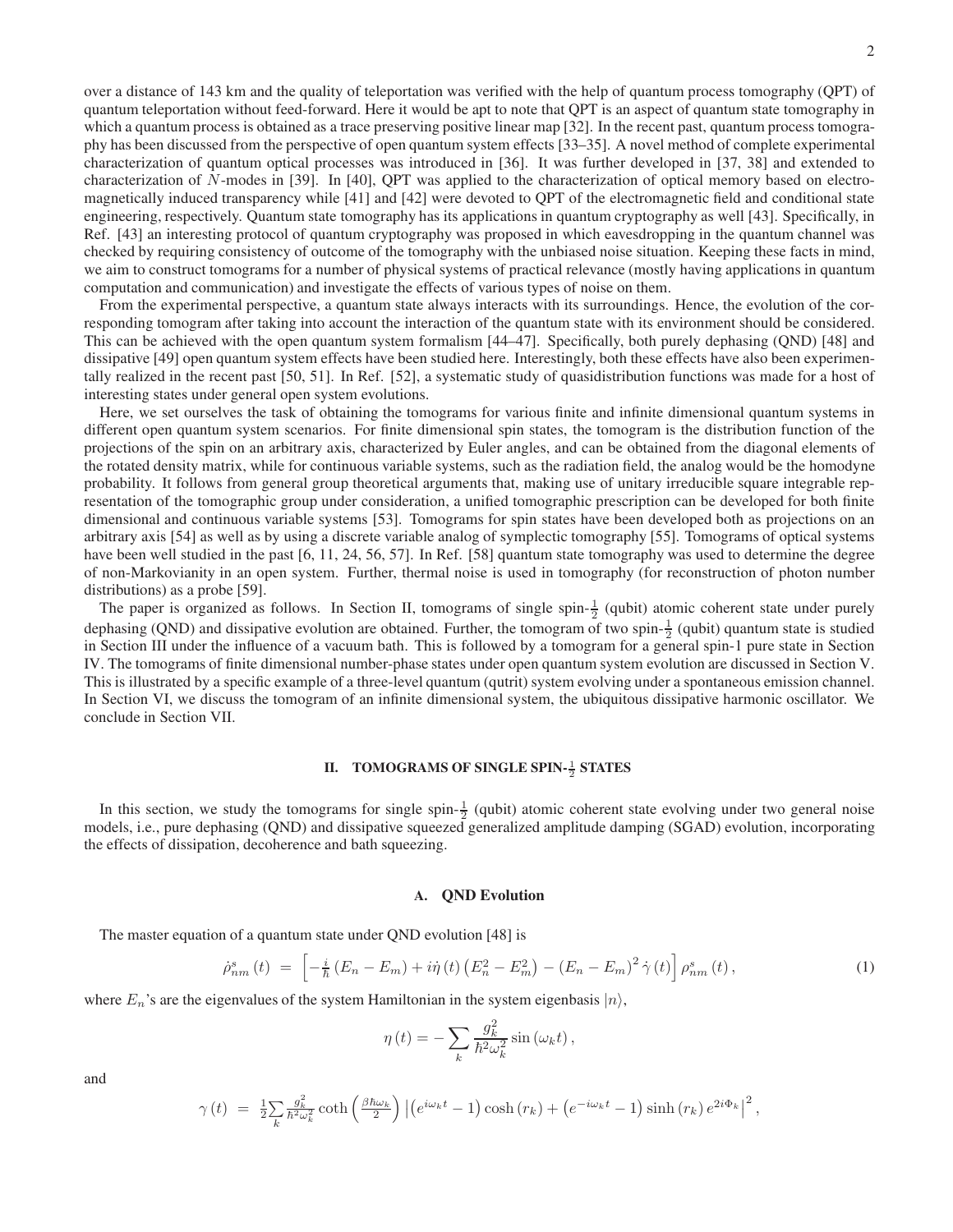over a distance of 143 km and the quality of teleportation was verified with the help of quantum process tomography (QPT) of quantum teleportation without feed-forward. Here it would be apt to note that QPT is an aspect of quantum state tomography in which a quantum process is obtained as a trace preserving positive linear map [32]. In the recent past, quantum process tomography has been discussed from the perspective of open quantum system effects [33–35]. A novel method of complete experimental characterization of quantum optical processes was introduced in [36]. It was further developed in [37, 38] and extended to characterization of $N$-modes in [39]. In [40], QPT was applied to the characterization of optical memory based on electromagnetically induced transparency while [41] and [42] were devoted to QPT of the electromagnetic field and conditional state engineering, respectively. Quantum state tomography has its applications in quantum cryptography as well [43]. Specifically, in Ref. [43] an interesting protocol of quantum cryptography was proposed in which eavesdropping in the quantum channel was checked by requiring consistency of outcome of the tomography with the unbiased noise situation. Keeping these facts in mind, we aim to construct tomograms for a number of physical systems of practical relevance (mostly having applications in quantum computation and communication) and investigate the effects of various types of noise on them.

From the experimental perspective, a quantum state always interacts with its surroundings. Hence, the evolution of the corresponding tomogram after taking into account the interaction of the quantum state with its environment should be considered. This can be achieved with the open quantum system formalism [44–47]. Specifically, both purely dephasing (QND) [48] and dissipative [49] open quantum system effects have been studied here. Interestingly, both these effects have also been experimentally realized in the recent past [50, 51]. In Ref. [52], a systematic study of quasidistribution functions was made for a host of interesting states under general open system evolutions.

Here, we set ourselves the task of obtaining the tomograms for various finite and infinite dimensional quantum systems in different open quantum system scenarios. For finite dimensional spin states, the tomogram is the distribution function of the projections of the spin on an arbitrary axis, characterized by Euler angles, and can be obtained from the diagonal elements of the rotated density matrix, while for continuous variable systems, such as the radiation field, the analog would be the homodyne probability. It follows from general group theoretical arguments that, making use of unitary irreducible square integrable representation of the tomographic group under consideration, a unified tomographic prescription can be developed for both finite dimensional and continuous variable systems [53]. Tomograms for spin states have been developed both as projections on an arbitrary axis [54] as well as by using a discrete variable analog of symplectic tomography [55]. Tomograms of optical systems have been well studied in the past [6, 11, 24, 56, 57]. In Ref. [58] quantum state tomography was used to determine the degree of non-Markovianity in an open system. Further, thermal noise is used in tomography (for reconstruction of photon number distributions) as a probe [59].

The paper is organized as follows. In Section II, tomograms of single spin-$\frac{1}{2}$ (qubit) atomic coherent state under purely dephasing (QND) and dissipative evolution are obtained. Further, the tomogram of two spin-$\frac{1}{2}$ (qubit) quantum state is studied in Section III under the influence of a vacuum bath. This is followed by a tomogram for a general spin-1 pure state in Section IV. The tomograms of finite dimensional number-phase states under open quantum system evolution are discussed in Section V. This is illustrated by a specific example of a three-level quantum (qutrit) system evolving under a spontaneous emission channel. In Section VI, we discuss the tomogram of an infinite dimensional system, the ubiquitous dissipative harmonic oscillator. We conclude in Section VII.

## II. TOMOGRAMS OF SINGLE SPIN-$\frac{1}{2}$ STATES

In this section, we study the tomograms for single spin-$\frac{1}{2}$ (qubit) atomic coherent state evolving under two general noise models, i.e., pure dephasing (QND) and dissipative squeezed generalized amplitude damping (SGAD) evolution, incorporating the effects of dissipation, decoherence and bath squeezing.

### A. QND Evolution

The master equation of a quantum state under QND evolution [48] is

$$\dot{\rho}^s_{nm}(t) \;=\; \left[-\tfrac{i}{\hbar}\left(E_n - E_m\right) + i\dot{\eta}(t)\left(E_n^2 - E_m^2\right) - \left(E_n - E_m\right)^2 \dot{\gamma}(t)\right]\rho^s_{nm}(t), \tag{1}$$

where $E_n$'s are the eigenvalues of the system Hamiltonian in the system eigenbasis $|n\rangle$,

$$\eta(t) = -\sum_k \frac{g_k^2}{\hbar^2\omega_k^2}\sin(\omega_k t),$$

and

$$\gamma(t) \;=\; \tfrac{1}{2}\sum_k \frac{g_k^2}{\hbar^2\omega_k^2}\coth\left(\frac{\beta\hbar\omega_k}{2}\right)\left|\left(e^{i\omega_k t} - 1\right)\cosh(r_k) + \left(e^{-i\omega_k t} - 1\right)\sinh(r_k)\, e^{2i\Phi_k}\right|^2,$$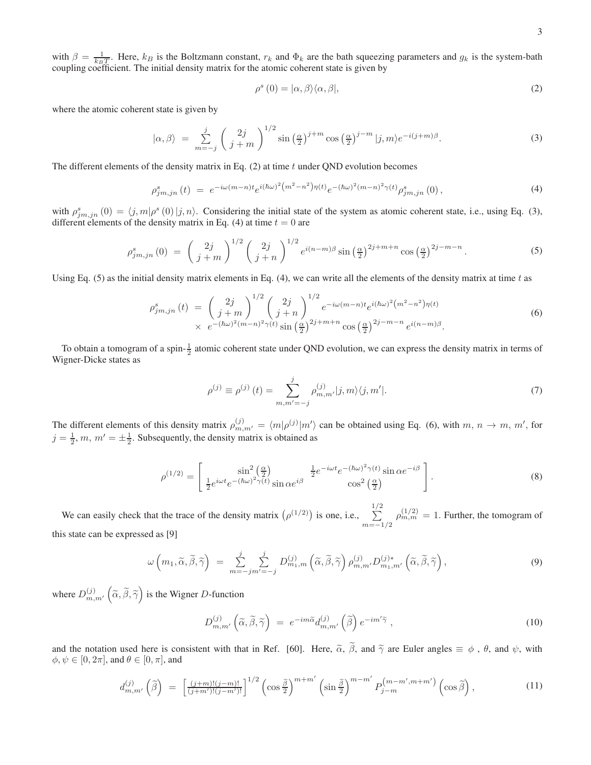with $\beta = \frac{1}{k_B T}$. Here, $k_B$ is the Boltzmann constant, $r_k$ and $\Phi_k$ are the bath squeezing parameters and $g_k$ is the system-bath coupling coefficient. The initial density matrix for the atomic coherent state is given by

$$\rho^s(0) = |\alpha, \beta\rangle\langle\alpha, \beta|, \tag{2}$$

where the atomic coherent state is given by

$$|\alpha, \beta\rangle = \sum_{m=-j}^{j} \left( \begin{array}{c} 2j \\ j+m \end{array} \right)^{1/2} \sin\left(\frac{\alpha}{2}\right)^{j+m} \cos\left(\frac{\alpha}{2}\right)^{j-m} |j, m\rangle e^{-i(j+m)\beta}. \tag{3}$$

The different elements of the density matrix in Eq. (2) at time $t$ under QND evolution becomes

$$\rho^s_{jm,jn}(t) = e^{-i\omega(m-n)t} e^{i(\hbar\omega)^2(m^2-n^2)\eta(t)} e^{-(\hbar\omega)^2(m-n)^2\gamma(t)} \rho^s_{jm,jn}(0), \tag{4}$$

with $\rho^s_{jm,jn}(0) = \langle j, m|\rho^s(0)|j, n\rangle$. Considering the initial state of the system as atomic coherent state, i.e., using Eq. (3), different elements of the density matrix in Eq. (4) at time $t = 0$ are

$$\rho^s_{jm,jn}(0) = \left( \begin{array}{c} 2j \\ j+m \end{array} \right)^{1/2} \left( \begin{array}{c} 2j \\ j+n \end{array} \right)^{1/2} e^{i(n-m)\beta} \sin\left(\frac{\alpha}{2}\right)^{2j+m+n} \cos\left(\frac{\alpha}{2}\right)^{2j-m-n}. \tag{5}$$

Using Eq. (5) as the initial density matrix elements in Eq. (4), we can write all the elements of the density matrix at time $t$ as

$$\begin{aligned} \rho^s_{jm,jn}(t) &= \left( \begin{array}{c} 2j \\ j+m \end{array} \right)^{1/2} \left( \begin{array}{c} 2j \\ j+n \end{array} \right)^{1/2} e^{-i\omega(m-n)t} e^{i(\hbar\omega)^2(m^2-n^2)\eta(t)} \\ &\times\ e^{-(\hbar\omega)^2(m-n)^2\gamma(t)} \sin\left(\frac{\alpha}{2}\right)^{2j+m+n} \cos\left(\frac{\alpha}{2}\right)^{2j-m-n} e^{i(n-m)\beta}. \end{aligned} \tag{6}$$

To obtain a tomogram of a spin-$\frac{1}{2}$ atomic coherent state under QND evolution, we can express the density matrix in terms of Wigner-Dicke states as

$$\rho^{(j)} \equiv \rho^{(j)}(t) = \sum_{m,m'=-j}^{j} \rho^{(j)}_{m,m'} |j, m\rangle\langle j, m'|. \tag{7}$$

The different elements of this density matrix $\rho^{(j)}_{m,m'} = \langle m|\rho^{(j)}|m'\rangle$ can be obtained using Eq. (6), with $m,\, n \to m,\, m'$, for $j = \frac{1}{2}, m,\, m' = \pm\frac{1}{2}$. Subsequently, the density matrix is obtained as

$$\rho^{(1/2)} = \left[ \begin{array}{cc} \sin^2\left(\frac{\alpha}{2}\right) & \frac{1}{2} e^{-i\omega t} e^{-(\hbar\omega)^2\gamma(t)} \sin\alpha e^{-i\beta} \\ \frac{1}{2} e^{i\omega t} e^{-(\hbar\omega)^2\gamma(t)} \sin\alpha e^{i\beta} & \cos^2\left(\frac{\alpha}{2}\right) \end{array} \right]. \tag{8}$$

We can easily check that the trace of the density matrix $\left(\rho^{(1/2)}\right)$ is one, i.e., $\sum\limits_{m=-1/2}^{1/2} \rho^{(1/2)}_{m,m} = 1$. Further, the tomogram of this state can be expressed as [9]

$$\omega\left(m_1, \widetilde{\alpha}, \widetilde{\beta}, \widetilde{\gamma}\right) = \sum_{m=-j}^{j} \sum_{m'=-j}^{j} D^{(j)}_{m_1,m}\left(\widetilde{\alpha}, \widetilde{\beta}, \widetilde{\gamma}\right) \rho^{(j)}_{m,m'} D^{(j)*}_{m_1,m'}\left(\widetilde{\alpha}, \widetilde{\beta}, \widetilde{\gamma}\right), \tag{9}$$

where $D^{(j)}_{m,m'}\left(\widetilde{\alpha}, \widetilde{\beta}, \widetilde{\gamma}\right)$ is the Wigner $D$-function

$$D^{(j)}_{m,m'}\left(\widetilde{\alpha}, \widetilde{\beta}, \widetilde{\gamma}\right) = e^{-im\widetilde{\alpha}} d^{(j)}_{m,m'}\left(\widetilde{\beta}\right) e^{-im'\widetilde{\gamma}}, \tag{10}$$

and the notation used here is consistent with that in Ref. [60]. Here, $\widetilde{\alpha}$, $\widetilde{\beta}$, and $\widetilde{\gamma}$ are Euler angles $\equiv \phi$ , $\theta$, and $\psi$, with $\phi, \psi \in [0, 2\pi]$, and $\theta \in [0, \pi]$, and

$$d^{(j)}_{m,m'}\left(\widetilde{\beta}\right) = \left[\frac{(j+m)!(j-m)!}{(j+m')!(j-m')!}\right]^{1/2} \left(\cos\frac{\widetilde{\beta}}{2}\right)^{m+m'} \left(\sin\frac{\widetilde{\beta}}{2}\right)^{m-m'} P^{(m-m', m+m')}_{j-m}\left(\cos\widetilde{\beta}\right), \tag{11}$$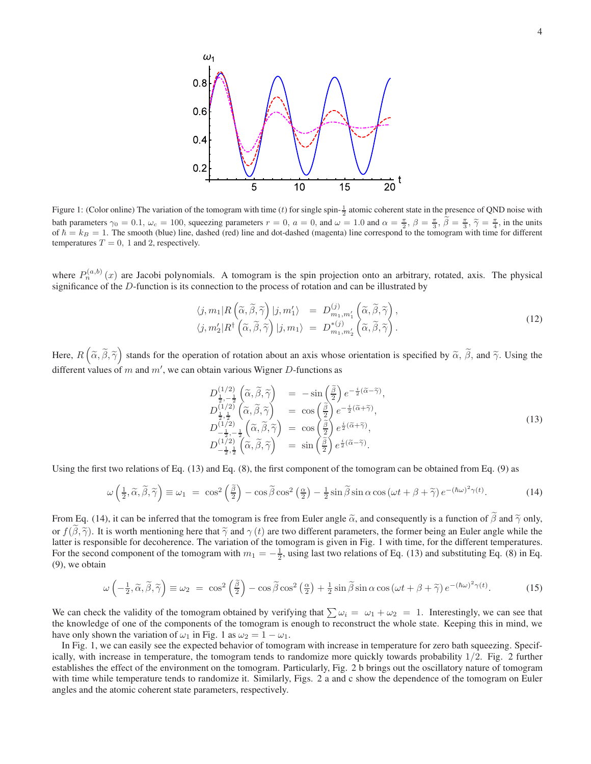Figure 1: (Color online) The variation of the tomogram with time ($t$) for single spin-$\frac{1}{2}$ atomic coherent state in the presence of QND noise with bath parameters $\gamma_0 = 0.1$, $\omega_c = 100$, squeezing parameters $r = 0$, $a = 0$, and $\omega = 1.0$ and $\alpha = \frac{\pi}{2}$, $\beta = \frac{\pi}{3}$, $\widetilde{\beta} = \frac{\pi}{3}$, $\widetilde{\gamma} = \frac{\pi}{4}$, in the units of $\hbar = k_B = 1$. The smooth (blue) line, dashed (red) line and dot-dashed (magenta) line correspond to the tomogram with time for different temperatures $T = 0,\ 1$ and $2$, respectively.

where $P_n^{(a,b)}(x)$ are Jacobi polynomials. A tomogram is the spin projection onto an arbitrary, rotated, axis. The physical significance of the $D$-function is its connection to the process of rotation and can be illustrated by

$$
\begin{array}{rcl}
\langle j, m_1 | R\left(\widetilde{\alpha}, \widetilde{\beta}, \widetilde{\gamma}\right) | j, m_1' \rangle & = & D^{(j)}_{m_1, m_1'}\left(\widetilde{\alpha}, \widetilde{\beta}, \widetilde{\gamma}\right), \\
\langle j, m_2' | R^{\dagger}\left(\widetilde{\alpha}, \widetilde{\beta}, \widetilde{\gamma}\right) | j, m_1 \rangle & = & D^{*(j)}_{m_1, m_2'}\left(\widetilde{\alpha}, \widetilde{\beta}, \widetilde{\gamma}\right).
\end{array}
\tag{12}
$$

Here, $R\left(\widetilde{\alpha}, \widetilde{\beta}, \widetilde{\gamma}\right)$ stands for the operation of rotation about an axis whose orientation is specified by $\widetilde{\alpha}$, $\widetilde{\beta}$, and $\widetilde{\gamma}$. Using the different values of $m$ and $m'$, we can obtain various Wigner $D$-functions as

$$
\begin{array}{rcl}
D^{(1/2)}_{\frac{1}{2},-\frac{1}{2}}\left(\widetilde{\alpha}, \widetilde{\beta}, \widetilde{\gamma}\right) & = & -\sin\left(\frac{\widetilde{\beta}}{2}\right) e^{-\frac{i}{2}(\widetilde{\alpha}-\widetilde{\gamma})}, \\
D^{(1/2)}_{\frac{1}{2},\frac{1}{2}}\left(\widetilde{\alpha}, \widetilde{\beta}, \widetilde{\gamma}\right) & = & \cos\left(\frac{\widetilde{\beta}}{2}\right) e^{-\frac{i}{2}(\widetilde{\alpha}+\widetilde{\gamma})}, \\
D^{(1/2)}_{-\frac{1}{2},-\frac{1}{2}}\left(\widetilde{\alpha}, \widetilde{\beta}, \widetilde{\gamma}\right) & = & \cos\left(\frac{\widetilde{\beta}}{2}\right) e^{\frac{i}{2}(\widetilde{\alpha}+\widetilde{\gamma})}, \\
D^{(1/2)}_{-\frac{1}{2},\frac{1}{2}}\left(\widetilde{\alpha}, \widetilde{\beta}, \widetilde{\gamma}\right) & = & \sin\left(\frac{\widetilde{\beta}}{2}\right) e^{\frac{i}{2}(\widetilde{\alpha}-\widetilde{\gamma})}.
\end{array}
\tag{13}
$$

Using the first two relations of Eq. (13) and Eq. (8), the first component of the tomogram can be obtained from Eq. (9) as

$$
\omega\left(\tfrac{1}{2}, \widetilde{\alpha}, \widetilde{\beta}, \widetilde{\gamma}\right) \equiv \omega_1 \ = \ \cos^2\left(\tfrac{\widetilde{\beta}}{2}\right) - \cos\widetilde{\beta}\cos^2\left(\tfrac{\alpha}{2}\right) - \tfrac{1}{2}\sin\widetilde{\beta}\sin\alpha\cos\left(\omega t + \beta + \widetilde{\gamma}\right) e^{-(\hbar\omega)^2\gamma(t)}. \tag{14}
$$

From Eq. (14), it can be inferred that the tomogram is free from Euler angle $\widetilde{\alpha}$, and consequently is a function of $\widetilde{\beta}$ and $\widetilde{\gamma}$ only, or $f(\widetilde{\beta}, \widetilde{\gamma})$. It is worth mentioning here that $\widetilde{\gamma}$ and $\gamma(t)$ are two different parameters, the former being an Euler angle while the latter is responsible for decoherence. The variation of the tomogram is given in Fig. 1 with time, for the different temperatures. For the second component of the tomogram with $m_1 = -\frac{1}{2}$, using last two relations of Eq. (13) and substituting Eq. (8) in Eq. (9), we obtain

$$
\omega\left(-\tfrac{1}{2}, \widetilde{\alpha}, \widetilde{\beta}, \widetilde{\gamma}\right) \equiv \omega_2 \ = \ \cos^2\left(\tfrac{\widetilde{\beta}}{2}\right) - \cos\widetilde{\beta}\cos^2\left(\tfrac{\alpha}{2}\right) + \tfrac{1}{2}\sin\widetilde{\beta}\sin\alpha\cos\left(\omega t + \beta + \widetilde{\gamma}\right) e^{-(\hbar\omega)^2\gamma(t)}. \tag{15}
$$

We can check the validity of the tomogram obtained by verifying that $\sum \omega_i = \omega_1 + \omega_2 = 1$. Interestingly, we can see that the knowledge of one of the components of the tomogram is enough to reconstruct the whole state. Keeping this in mind, we have only shown the variation of $\omega_1$ in Fig. 1 as $\omega_2 = 1 - \omega_1$.

In Fig. 1, we can easily see the expected behavior of tomogram with increase in temperature for zero bath squeezing. Specifically, with increase in temperature, the tomogram tends to randomize more quickly towards probability $1/2$. Fig. 2 further establishes the effect of the environment on the tomogram. Particularly, Fig. 2 b brings out the oscillatory nature of tomogram with time while temperature tends to randomize it. Similarly, Figs. 2 a and c show the dependence of the tomogram on Euler angles and the atomic coherent state parameters, respectively.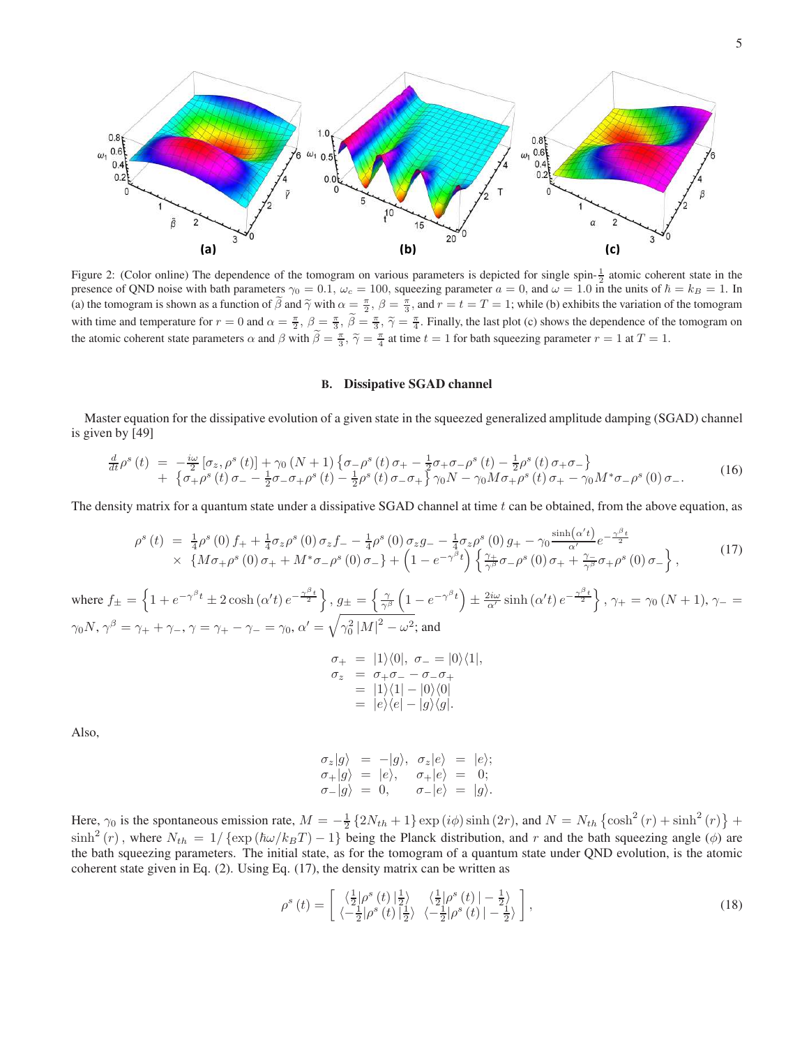Figure 2: (Color online) The dependence of the tomogram on various parameters is depicted for single spin-$\frac{1}{2}$ atomic coherent state in the presence of QND noise with bath parameters $\gamma_0 = 0.1$, $\omega_c = 100$, squeezing parameter $a = 0$, and $\omega = 1.0$ in the units of $\hbar = k_B = 1$. In (a) the tomogram is shown as a function of $\widetilde{\beta}$ and $\widetilde{\gamma}$ with $\alpha = \frac{\pi}{2}$, $\beta = \frac{\pi}{3}$, and $r = t = T = 1$; while (b) exhibits the variation of the tomogram with time and temperature for $r = 0$ and $\alpha = \frac{\pi}{2}$, $\beta = \frac{\pi}{3}$, $\widetilde{\beta} = \frac{\pi}{3}$, $\widetilde{\gamma} = \frac{\pi}{4}$. Finally, the last plot (c) shows the dependence of the tomogram on the atomic coherent state parameters $\alpha$ and $\beta$ with $\widetilde{\beta} = \frac{\pi}{3}$, $\widetilde{\gamma} = \frac{\pi}{4}$ at time $t = 1$ for bath squeezing parameter $r = 1$ at $T = 1$.

### B. Dissipative SGAD channel

Master equation for the dissipative evolution of a given state in the squeezed generalized amplitude damping (SGAD) channel is given by [49]

$$
\begin{aligned}
\frac{d}{dt}\rho^s(t) &= -\frac{i\omega}{2}\left[\sigma_z, \rho^s(t)\right] + \gamma_0 (N+1)\left\{\sigma_-\rho^s(t)\sigma_+ - \frac{1}{2}\sigma_+\sigma_-\rho^s(t) - \frac{1}{2}\rho^s(t)\sigma_+\sigma_-\right\} \\
&+ \left\{\sigma_+\rho^s(t)\sigma_- - \frac{1}{2}\sigma_-\sigma_+\rho^s(t) - \frac{1}{2}\rho^s(t)\sigma_-\sigma_+\right\}\gamma_0 N - \gamma_0 M\sigma_+\rho^s(t)\sigma_+ - \gamma_0 M^*\sigma_-\rho^s(0)\sigma_-.
\end{aligned}
\tag{16}
$$

The density matrix for a quantum state under a dissipative SGAD channel at time $t$ can be obtained, from the above equation, as

$$
\begin{aligned}
\rho^s(t) &= \frac{1}{4}\rho^s(0) f_+ + \frac{1}{4}\sigma_z\rho^s(0)\sigma_z f_- - \frac{1}{4}\rho^s(0)\sigma_z g_- - \frac{1}{4}\sigma_z\rho^s(0) g_+ - \gamma_0\frac{\sinh\left(\alpha' t\right)}{\alpha'}e^{-\frac{\gamma^\beta t}{2}} \\
&\times \left\{M\sigma_+\rho^s(0)\sigma_+ + M^*\sigma_-\rho^s(0)\sigma_-\right\} + \left(1 - e^{-\gamma^\beta t}\right)\left\{\frac{\gamma_+}{\gamma^\beta}\sigma_-\rho^s(0)\sigma_+ + \frac{\gamma_-}{\gamma^\beta}\sigma_+\rho^s(0)\sigma_-\right\},
\end{aligned}
\tag{17}
$$

where $f_\pm = \left\{1 + e^{-\gamma^\beta t} \pm 2\cosh\left(\alpha' t\right)e^{-\frac{\gamma^\beta t}{2}}\right\}$, $g_\pm = \left\{\frac{\gamma}{\gamma^\beta}\left(1 - e^{-\gamma^\beta t}\right) \pm \frac{2i\omega}{\alpha'}\sinh\left(\alpha' t\right)e^{-\frac{\gamma^\beta t}{2}}\right\}$, $\gamma_+ = \gamma_0 (N+1)$, $\gamma_- = \gamma_0 N$, $\gamma^\beta = \gamma_+ + \gamma_-$, $\gamma = \gamma_+ - \gamma_- = \gamma_0$, $\alpha' = \sqrt{\gamma_0^2 |M|^2 - \omega^2}$; and

$$
\begin{aligned}
\sigma_+ &= |1\rangle\langle 0|, \ \sigma_- = |0\rangle\langle 1|, \\
\sigma_z &= \sigma_+\sigma_- - \sigma_-\sigma_+ \\
&= |1\rangle\langle 1| - |0\rangle\langle 0| \\
&= |e\rangle\langle e| - |g\rangle\langle g|.
\end{aligned}
$$

Also,

$$
\begin{aligned}
\sigma_z|g\rangle &= -|g\rangle, \ \ \sigma_z|e\rangle = |e\rangle; \\
\sigma_+|g\rangle &= |e\rangle, \ \ \ \ \sigma_+|e\rangle = 0; \\
\sigma_-|g\rangle &= 0, \ \ \ \ \ \ \sigma_-|e\rangle = |g\rangle.
\end{aligned}
$$

Here, $\gamma_0$ is the spontaneous emission rate, $M = -\frac{1}{2}\left\{2N_{th} + 1\right\}\exp(i\phi)\sinh(2r)$, and $N = N_{th}\left\{\cosh^2(r) + \sinh^2(r)\right\} + \sinh^2(r)$, where $N_{th} = 1/\left\{\exp\left(\hbar\omega/k_B T\right) - 1\right\}$ being the Planck distribution, and $r$ and the bath squeezing angle ($\phi$) are the bath squeezing parameters. The initial state, as for the tomogram of a quantum state under QND evolution, is the atomic coherent state given in Eq. (2). Using Eq. (17), the density matrix can be written as

$$
\rho^s(t) = \begin{bmatrix} \langle\frac{1}{2}|\rho^s(t)|\frac{1}{2}\rangle & \langle\frac{1}{2}|\rho^s(t)|-\frac{1}{2}\rangle \\ \langle-\frac{1}{2}|\rho^s(t)|\frac{1}{2}\rangle & \langle-\frac{1}{2}|\rho^s(t)|-\frac{1}{2}\rangle \end{bmatrix},
\tag{18}
$$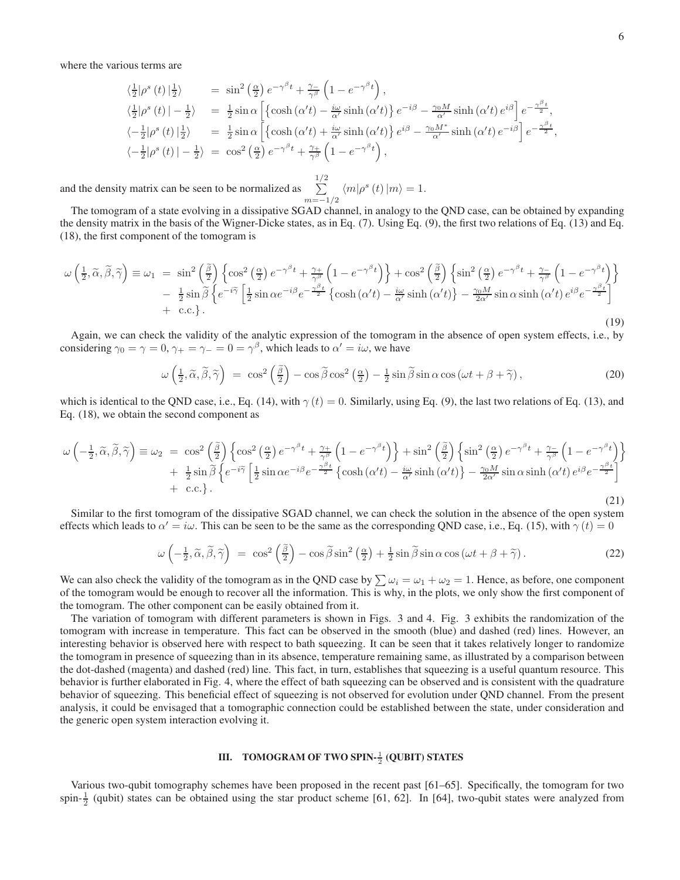where the various terms are

$$
\begin{aligned}
\langle \tfrac{1}{2}|\rho^s(t)|\tfrac{1}{2}\rangle &= \sin^2\left(\tfrac{\alpha}{2}\right)e^{-\gamma^\beta t} + \tfrac{\gamma_-}{\gamma^\beta}\left(1-e^{-\gamma^\beta t}\right),\\
\langle \tfrac{1}{2}|\rho^s(t)|-\tfrac{1}{2}\rangle &= \tfrac{1}{2}\sin\alpha\left[\left\{\cosh(\alpha' t) - \tfrac{i\omega}{\alpha'}\sinh(\alpha' t)\right\}e^{-i\beta} - \tfrac{\gamma_0 M}{\alpha'}\sinh(\alpha' t)\,e^{i\beta}\right]e^{-\frac{\gamma^\beta t}{2}},\\
\langle -\tfrac{1}{2}|\rho^s(t)|\tfrac{1}{2}\rangle &= \tfrac{1}{2}\sin\alpha\left[\left\{\cosh(\alpha' t) + \tfrac{i\omega}{\alpha'}\sinh(\alpha' t)\right\}e^{i\beta} - \tfrac{\gamma_0 M^*}{\alpha'}\sinh(\alpha' t)\,e^{-i\beta}\right]e^{-\frac{\gamma^\beta t}{2}},\\
\langle -\tfrac{1}{2}|\rho^s(t)|-\tfrac{1}{2}\rangle &= \cos^2\left(\tfrac{\alpha}{2}\right)e^{-\gamma^\beta t} + \tfrac{\gamma_+}{\gamma^\beta}\left(1-e^{-\gamma^\beta t}\right),
\end{aligned}
$$

and the density matrix can be seen to be normalized as $\sum\limits_{m=-1/2}^{1/2}\langle m|\rho^s(t)|m\rangle = 1$.

The tomogram of a state evolving in a dissipative SGAD channel, in analogy to the QND case, can be obtained by expanding the density matrix in the basis of the Wigner-Dicke states, as in Eq. (7). Using Eq. (9), the first two relations of Eq. (13) and Eq. (18), the first component of the tomogram is

$$
\begin{aligned}
\omega\left(\tfrac{1}{2},\widetilde{\alpha},\widetilde{\beta},\widetilde{\gamma}\right) \equiv \omega_1 &= \sin^2\left(\tfrac{\widetilde{\beta}}{2}\right)\left\{\cos^2\left(\tfrac{\alpha}{2}\right)e^{-\gamma^\beta t} + \tfrac{\gamma_+}{\gamma^\beta}\left(1-e^{-\gamma^\beta t}\right)\right\} + \cos^2\left(\tfrac{\widetilde{\beta}}{2}\right)\left\{\sin^2\left(\tfrac{\alpha}{2}\right)e^{-\gamma^\beta t} + \tfrac{\gamma_-}{\gamma^\beta}\left(1-e^{-\gamma^\beta t}\right)\right\}\\
&- \tfrac{1}{2}\sin\widetilde{\beta}\left\{e^{-i\widetilde{\gamma}}\left[\tfrac{1}{2}\sin\alpha e^{-i\beta}e^{-\frac{\gamma^\beta t}{2}}\left\{\cosh(\alpha' t) - \tfrac{i\omega}{\alpha'}\sinh(\alpha' t)\right\} - \tfrac{\gamma_0 M}{2\alpha'}\sin\alpha\sinh(\alpha' t)\,e^{i\beta}e^{-\frac{\gamma^\beta t}{2}}\right]\right.\\
&+ \left.\text{c.c.}\right\}.
\end{aligned}
\tag{19}
$$

Again, we can check the validity of the analytic expression of the tomogram in the absence of open system effects, i.e., by considering $\gamma_0 = \gamma = 0$, $\gamma_+ = \gamma_- = 0 = \gamma^\beta$, which leads to $\alpha' = i\omega$, we have

$$
\omega\left(\tfrac{1}{2},\widetilde{\alpha},\widetilde{\beta},\widetilde{\gamma}\right) = \cos^2\left(\tfrac{\widetilde{\beta}}{2}\right) - \cos\widetilde{\beta}\cos^2\left(\tfrac{\alpha}{2}\right) - \tfrac{1}{2}\sin\widetilde{\beta}\sin\alpha\cos\left(\omega t + \beta + \widetilde{\gamma}\right),
\tag{20}
$$

which is identical to the QND case, i.e., Eq. (14), with $\gamma(t) = 0$. Similarly, using Eq. (9), the last two relations of Eq. (13), and Eq. (18), we obtain the second component as

$$
\begin{aligned}
\omega\left(-\tfrac{1}{2},\widetilde{\alpha},\widetilde{\beta},\widetilde{\gamma}\right) \equiv \omega_2 &= \cos^2\left(\tfrac{\widetilde{\beta}}{2}\right)\left\{\cos^2\left(\tfrac{\alpha}{2}\right)e^{-\gamma^\beta t} + \tfrac{\gamma_+}{\gamma^\beta}\left(1-e^{-\gamma^\beta t}\right)\right\} + \sin^2\left(\tfrac{\widetilde{\beta}}{2}\right)\left\{\sin^2\left(\tfrac{\alpha}{2}\right)e^{-\gamma^\beta t} + \tfrac{\gamma_-}{\gamma^\beta}\left(1-e^{-\gamma^\beta t}\right)\right\}\\
&+ \tfrac{1}{2}\sin\widetilde{\beta}\left\{e^{-i\widetilde{\gamma}}\left[\tfrac{1}{2}\sin\alpha e^{-i\beta}e^{-\frac{\gamma^\beta t}{2}}\left\{\cosh(\alpha' t) - \tfrac{i\omega}{\alpha'}\sinh(\alpha' t)\right\} - \tfrac{\gamma_0 M}{2\alpha'}\sin\alpha\sinh(\alpha' t)\,e^{i\beta}e^{-\frac{\gamma^\beta t}{2}}\right]\right.\\
&+ \left.\text{c.c.}\right\}.
\end{aligned}
\tag{21}
$$

Similar to the first tomogram of the dissipative SGAD channel, we can check the solution in the absence of the open system effects which leads to $\alpha' = i\omega$. This can be seen to be the same as the corresponding QND case, i.e., Eq. (15), with $\gamma(t) = 0$

$$
\omega\left(-\tfrac{1}{2},\widetilde{\alpha},\widetilde{\beta},\widetilde{\gamma}\right) = \cos^2\left(\tfrac{\widetilde{\beta}}{2}\right) - \cos\widetilde{\beta}\sin^2\left(\tfrac{\alpha}{2}\right) + \tfrac{1}{2}\sin\widetilde{\beta}\sin\alpha\cos\left(\omega t + \beta + \widetilde{\gamma}\right).
\tag{22}
$$

We can also check the validity of the tomogram as in the QND case by $\sum\omega_i = \omega_1 + \omega_2 = 1$. Hence, as before, one component of the tomogram would be enough to recover all the information. This is why, in the plots, we only show the first component of the tomogram. The other component can be easily obtained from it.

The variation of tomogram with different parameters is shown in Figs. 3 and 4. Fig. 3 exhibits the randomization of the tomogram with increase in temperature. This fact can be observed in the smooth (blue) and dashed (red) lines. However, an interesting behavior is observed here with respect to bath squeezing. It can be seen that it takes relatively longer to randomize the tomogram in presence of squeezing than in its absence, temperature remaining same, as illustrated by a comparison between the dot-dashed (magenta) and dashed (red) line. This fact, in turn, establishes that squeezing is a useful quantum resource. This behavior is further elaborated in Fig. 4, where the effect of bath squeezing can be observed and is consistent with the quadrature behavior of squeezing. This beneficial effect of squeezing is not observed for evolution under QND channel. From the present analysis, it could be envisaged that a tomographic connection could be established between the state, under consideration and the generic open system interaction evolving it.

## III. TOMOGRAM OF TWO SPIN-$\frac{1}{2}$ (QUBIT) STATES

Various two-qubit tomography schemes have been proposed in the recent past [61–65]. Specifically, the tomogram for two spin-$\frac{1}{2}$ (qubit) states can be obtained using the star product scheme [61, 62]. In [64], two-qubit states were analyzed from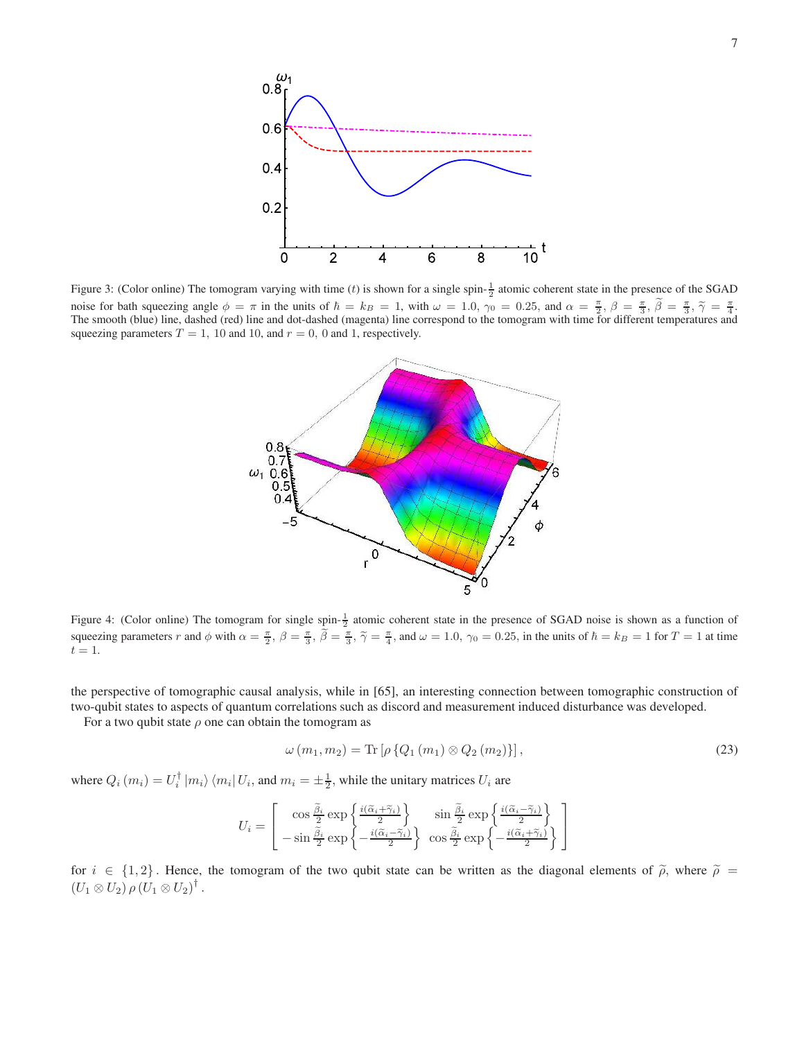Figure 3: (Color online) The tomogram varying with time ($t$) is shown for a single spin-$\frac{1}{2}$ atomic coherent state in the presence of the SGAD noise for bath squeezing angle $\phi = \pi$ in the units of $\hbar = k_B = 1$, with $\omega = 1.0$, $\gamma_0 = 0.25$, and $\alpha = \frac{\pi}{2}$, $\beta = \frac{\pi}{3}$, $\widetilde{\beta} = \frac{\pi}{3}$, $\widetilde{\gamma} = \frac{\pi}{4}$. The smooth (blue) line, dashed (red) line and dot-dashed (magenta) line correspond to the tomogram with time for different temperatures and squeezing parameters $T = 1$, $10$ and $10$, and $r = 0$, $0$ and $1$, respectively.

Figure 4: (Color online) The tomogram for single spin-$\frac{1}{2}$ atomic coherent state in the presence of SGAD noise is shown as a function of squeezing parameters $r$ and $\phi$ with $\alpha = \frac{\pi}{2}$, $\beta = \frac{\pi}{3}$, $\widetilde{\beta} = \frac{\pi}{3}$, $\widetilde{\gamma} = \frac{\pi}{4}$, and $\omega = 1.0$, $\gamma_0 = 0.25$, in the units of $\hbar = k_B = 1$ for $T = 1$ at time $t = 1$.

the perspective of tomographic causal analysis, while in [65], an interesting connection between tomographic construction of two-qubit states to aspects of quantum correlations such as discord and measurement induced disturbance was developed.

For a two qubit state $\rho$ one can obtain the tomogram as

$$\omega\left(m_1, m_2\right) = \mathrm{Tr}\left[\rho\left\{Q_1\left(m_1\right) \otimes Q_2\left(m_2\right)\right\}\right], \tag{23}$$

where $Q_i\left(m_i\right) = U_i^\dagger \left|m_i\right\rangle \left\langle m_i\right| U_i$, and $m_i = \pm\frac{1}{2}$, while the unitary matrices $U_i$ are

$$U_i = \begin{bmatrix} \cos\frac{\widetilde{\beta}_i}{2}\exp\left\{\frac{i(\widetilde{\alpha}_i+\widetilde{\gamma}_i)}{2}\right\} & \sin\frac{\widetilde{\beta}_i}{2}\exp\left\{\frac{i(\widetilde{\alpha}_i-\widetilde{\gamma}_i)}{2}\right\} \\ -\sin\frac{\widetilde{\beta}_i}{2}\exp\left\{-\frac{i(\widetilde{\alpha}_i-\widetilde{\gamma}_i)}{2}\right\} & \cos\frac{\widetilde{\beta}_i}{2}\exp\left\{-\frac{i(\widetilde{\alpha}_i+\widetilde{\gamma}_i)}{2}\right\} \end{bmatrix}$$

for $i \in \{1, 2\}$. Hence, the tomogram of the two qubit state can be written as the diagonal elements of $\widetilde{\rho}$, where $\widetilde{\rho} = \left(U_1 \otimes U_2\right)\rho\left(U_1 \otimes U_2\right)^\dagger$.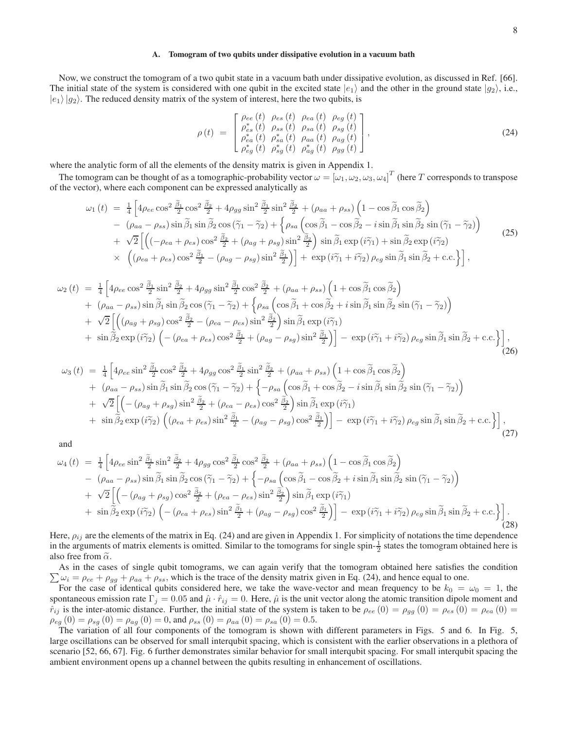### A. Tomogram of two qubits under dissipative evolution in a vacuum bath

Now, we construct the tomogram of a two qubit state in a vacuum bath under dissipative evolution, as discussed in Ref. [66]. The initial state of the system is considered with one qubit in the excited state $|e_1\rangle$ and the other in the ground state $|g_2\rangle$, i.e., $|e_1\rangle|g_2\rangle$. The reduced density matrix of the system of interest, here the two qubits, is

$$
\rho(t) = \begin{bmatrix} \rho_{ee}(t) & \rho_{es}(t) & \rho_{ea}(t) & \rho_{eg}(t) \\ \rho_{es}^*(t) & \rho_{ss}(t) & \rho_{sa}(t) & \rho_{sg}(t) \\ \rho_{ea}^*(t) & \rho_{sa}^*(t) & \rho_{aa}(t) & \rho_{ag}(t) \\ \rho_{eg}^*(t) & \rho_{sg}^*(t) & \rho_{ag}^*(t) & \rho_{gg}(t) \end{bmatrix}, \tag{24}
$$

where the analytic form of all the elements of the density matrix is given in Appendix 1.

The tomogram can be thought of as a tomographic-probability vector $\omega = [\omega_1, \omega_2, \omega_3, \omega_4]^T$ (here $T$ corresponds to transpose of the vector), where each component can be expressed analytically as

$$
\begin{aligned}
\omega_1(t) &= \tfrac{1}{4}\Big[4\rho_{ee}\cos^2\tfrac{\widetilde{\beta}_1}{2}\cos^2\tfrac{\widetilde{\beta}_2}{2} + 4\rho_{gg}\sin^2\tfrac{\widetilde{\beta}_1}{2}\sin^2\tfrac{\widetilde{\beta}_2}{2} + (\rho_{aa}+\rho_{ss})\Big(1-\cos\widetilde{\beta}_1\cos\widetilde{\beta}_2\Big) \\
&- (\rho_{aa}-\rho_{ss})\sin\widetilde{\beta}_1\sin\widetilde{\beta}_2\cos(\widetilde{\gamma}_1-\widetilde{\gamma}_2) + \Big\{\rho_{sa}\Big(\cos\widetilde{\beta}_1 - \cos\widetilde{\beta}_2 - i\sin\widetilde{\beta}_1\sin\widetilde{\beta}_2\sin(\widetilde{\gamma}_1-\widetilde{\gamma}_2)\Big) \\
&+ \sqrt{2}\Big[\Big((-\rho_{ea}+\rho_{es})\cos^2\tfrac{\widetilde{\beta}_2}{2} + (\rho_{ag}+\rho_{sg})\sin^2\tfrac{\widetilde{\beta}_2}{2}\Big)\sin\widetilde{\beta}_1\exp(i\widetilde{\gamma}_1) + \sin\widetilde{\beta}_2\exp(i\widetilde{\gamma}_2) \\
&\times \Big((\rho_{ea}+\rho_{es})\cos^2\tfrac{\widetilde{\beta}_1}{2} - (\rho_{ag}-\rho_{sg})\sin^2\tfrac{\widetilde{\beta}_1}{2}\Big)\Big] + \exp(i\widetilde{\gamma}_1+i\widetilde{\gamma}_2)\rho_{eg}\sin\widetilde{\beta}_1\sin\widetilde{\beta}_2 + \text{c.c.}\Big\}\Big],
\end{aligned} \tag{25}
$$

$$
\begin{aligned}
\omega_2(t) &= \tfrac{1}{4}\Big[4\rho_{ee}\cos^2\tfrac{\widetilde{\beta}_1}{2}\sin^2\tfrac{\widetilde{\beta}_2}{2} + 4\rho_{gg}\sin^2\tfrac{\widetilde{\beta}_1}{2}\cos^2\tfrac{\widetilde{\beta}_2}{2} + (\rho_{aa}+\rho_{ss})\Big(1+\cos\widetilde{\beta}_1\cos\widetilde{\beta}_2\Big) \\
&+ (\rho_{aa}-\rho_{ss})\sin\widetilde{\beta}_1\sin\widetilde{\beta}_2\cos(\widetilde{\gamma}_1-\widetilde{\gamma}_2) + \Big\{\rho_{sa}\Big(\cos\widetilde{\beta}_1 + \cos\widetilde{\beta}_2 + i\sin\widetilde{\beta}_1\sin\widetilde{\beta}_2\sin(\widetilde{\gamma}_1-\widetilde{\gamma}_2)\Big) \\
&+ \sqrt{2}\Big[\Big((\rho_{ag}+\rho_{sg})\cos^2\tfrac{\widetilde{\beta}_2}{2} - (\rho_{ea}-\rho_{es})\sin^2\tfrac{\widetilde{\beta}_2}{2}\Big)\sin\widetilde{\beta}_1\exp(i\widetilde{\gamma}_1) \\
&+ \sin\widetilde{\beta}_2\exp(i\widetilde{\gamma}_2)\Big(-(\rho_{ea}+\rho_{es})\cos^2\tfrac{\widetilde{\beta}_1}{2} + (\rho_{ag}-\rho_{sg})\sin^2\tfrac{\widetilde{\beta}_1}{2}\Big)\Big] - \exp(i\widetilde{\gamma}_1+i\widetilde{\gamma}_2)\rho_{eg}\sin\widetilde{\beta}_1\sin\widetilde{\beta}_2 + \text{c.c.}\Big\}\Big],
\end{aligned} \tag{26}
$$

$$
\begin{aligned}
\omega_3(t) &= \tfrac{1}{4}\Big[4\rho_{ee}\sin^2\tfrac{\widetilde{\beta}_1}{2}\cos^2\tfrac{\widetilde{\beta}_2}{2} + 4\rho_{gg}\cos^2\tfrac{\widetilde{\beta}_1}{2}\sin^2\tfrac{\widetilde{\beta}_2}{2} + (\rho_{aa}+\rho_{ss})\Big(1+\cos\widetilde{\beta}_1\cos\widetilde{\beta}_2\Big) \\
&+ (\rho_{aa}-\rho_{ss})\sin\widetilde{\beta}_1\sin\widetilde{\beta}_2\cos(\widetilde{\gamma}_1-\widetilde{\gamma}_2) + \Big\{-\rho_{sa}\Big(\cos\widetilde{\beta}_1 + \cos\widetilde{\beta}_2 - i\sin\widetilde{\beta}_1\sin\widetilde{\beta}_2\sin(\widetilde{\gamma}_1-\widetilde{\gamma}_2)\Big) \\
&+ \sqrt{2}\Big[\Big(-(\rho_{ag}+\rho_{sg})\sin^2\tfrac{\widetilde{\beta}_2}{2} + (\rho_{ea}-\rho_{es})\cos^2\tfrac{\widetilde{\beta}_2}{2}\Big)\sin\widetilde{\beta}_1\exp(i\widetilde{\gamma}_1) \\
&+ \sin\widetilde{\beta}_2\exp(i\widetilde{\gamma}_2)\Big((\rho_{ea}+\rho_{es})\sin^2\tfrac{\widetilde{\beta}_1}{2} - (\rho_{ag}-\rho_{sg})\cos^2\tfrac{\widetilde{\beta}_1}{2}\Big)\Big] - \exp(i\widetilde{\gamma}_1+i\widetilde{\gamma}_2)\rho_{eg}\sin\widetilde{\beta}_1\sin\widetilde{\beta}_2 + \text{c.c.}\Big\}\Big],
\end{aligned} \tag{27}
$$

and

$$
\begin{aligned}
\omega_4(t) &= \tfrac{1}{4}\Big[4\rho_{ee}\sin^2\tfrac{\widetilde{\beta}_1}{2}\sin^2\tfrac{\widetilde{\beta}_2}{2} + 4\rho_{gg}\cos^2\tfrac{\widetilde{\beta}_1}{2}\cos^2\tfrac{\widetilde{\beta}_2}{2} + (\rho_{aa}+\rho_{ss})\Big(1-\cos\widetilde{\beta}_1\cos\widetilde{\beta}_2\Big) \\
&- (\rho_{aa}-\rho_{ss})\sin\widetilde{\beta}_1\sin\widetilde{\beta}_2\cos(\widetilde{\gamma}_1-\widetilde{\gamma}_2) + \Big\{-\rho_{sa}\Big(\cos\widetilde{\beta}_1 - \cos\widetilde{\beta}_2 + i\sin\widetilde{\beta}_1\sin\widetilde{\beta}_2\sin(\widetilde{\gamma}_1-\widetilde{\gamma}_2)\Big) \\
&+ \sqrt{2}\Big[\Big(-(\rho_{ag}+\rho_{sg})\cos^2\tfrac{\widetilde{\beta}_2}{2} + (\rho_{ea}-\rho_{es})\sin^2\tfrac{\widetilde{\beta}_2}{2}\Big)\sin\widetilde{\beta}_1\exp(i\widetilde{\gamma}_1) \\
&+ \sin\widetilde{\beta}_2\exp(i\widetilde{\gamma}_2)\Big(-(\rho_{ea}+\rho_{es})\sin^2\tfrac{\widetilde{\beta}_1}{2} + (\rho_{ag}-\rho_{sg})\cos^2\tfrac{\widetilde{\beta}_1}{2}\Big)\Big] - \exp(i\widetilde{\gamma}_1+i\widetilde{\gamma}_2)\rho_{eg}\sin\widetilde{\beta}_1\sin\widetilde{\beta}_2 + \text{c.c.}\Big\}\Big].
\end{aligned} \tag{28}
$$

Here, $\rho_{ij}$ are the elements of the matrix in Eq. (24) and are given in Appendix 1. For simplicity of notations the time dependence in the arguments of matrix elements is omitted. Similar to the tomograms for single spin-$\frac{1}{2}$ states the tomogram obtained here is also free from $\widetilde{\alpha}$.

As in the cases of single qubit tomograms, we can again verify that the tomogram obtained here satisfies the condition $\sum\omega_i = \rho_{ee} + \rho_{gg} + \rho_{aa} + \rho_{ss}$, which is the trace of the density matrix given in Eq. (24), and hence equal to one.

For the case of identical qubits considered here, we take the wave-vector and mean frequency to be $k_0 = \omega_0 = 1$, the spontaneous emission rate $\Gamma_j = 0.05$ and $\hat{\mu}\cdot\hat{r}_{ij} = 0$. Here, $\hat{\mu}$ is the unit vector along the atomic transition dipole moment and $\hat{r}_{ij}$ is the inter-atomic distance. Further, the initial state of the system is taken to be $\rho_{ee}(0) = \rho_{gg}(0) = \rho_{es}(0) = \rho_{ea}(0) = \rho_{eg}(0) = \rho_{sg}(0) = \rho_{ag}(0) = 0$, and $\rho_{ss}(0) = \rho_{aa}(0) = \rho_{sa}(0) = 0.5$.

The variation of all four components of the tomogram is shown with different parameters in Figs. 5 and 6. In Fig. 5, large oscillations can be observed for small interqubit spacing, which is consistent with the earlier observations in a plethora of scenario [52, 66, 67]. Fig. 6 further demonstrates similar behavior for small interqubit spacing. For small interqubit spacing the ambient environment opens up a channel between the qubits resulting in enhancement of oscillations.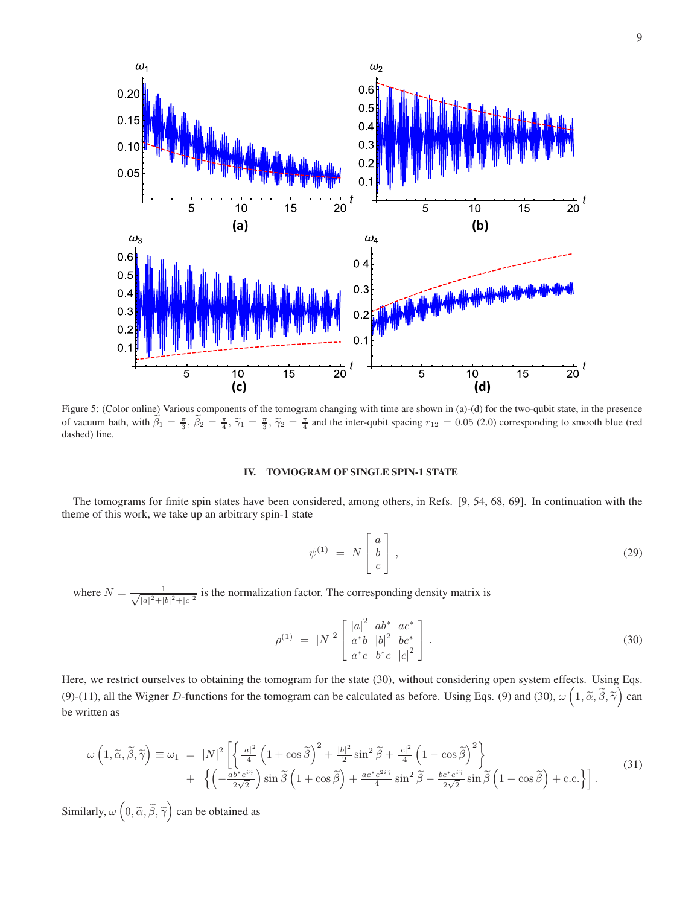Figure 5: (Color online) Various components of the tomogram changing with time are shown in (a)-(d) for the two-qubit state, in the presence of vacuum bath, with $\widetilde{\beta}_1 = \frac{\pi}{3}$, $\widetilde{\beta}_2 = \frac{\pi}{4}$, $\widetilde{\gamma}_1 = \frac{\pi}{3}$, $\widetilde{\gamma}_2 = \frac{\pi}{4}$ and the inter-qubit spacing $r_{12} = 0.05$ (2.0) corresponding to smooth blue (red dashed) line.

## IV. TOMOGRAM OF SINGLE SPIN-1 STATE

The tomograms for finite spin states have been considered, among others, in Refs. [9, 54, 68, 69]. In continuation with the theme of this work, we take up an arbitrary spin-1 state

$$\psi^{(1)} = N \begin{bmatrix} a \\ b \\ c \end{bmatrix}, \tag{29}$$

where $N = \frac{1}{\sqrt{|a|^2+|b|^2+|c|^2}}$ is the normalization factor. The corresponding density matrix is

$$\rho^{(1)} = |N|^2 \begin{bmatrix} |a|^2 & ab^* & ac^* \\ a^*b & |b|^2 & bc^* \\ a^*c & b^*c & |c|^2 \end{bmatrix}. \tag{30}$$

Here, we restrict ourselves to obtaining the tomogram for the state (30), without considering open system effects. Using Eqs. (9)-(11), all the Wigner $D$-functions for the tomogram can be calculated as before. Using Eqs. (9) and (30), $\omega\left(1, \widetilde{\alpha}, \widetilde{\beta}, \widetilde{\gamma}\right)$ can be written as

$$\begin{aligned} \omega\left(1, \widetilde{\alpha}, \widetilde{\beta}, \widetilde{\gamma}\right) \equiv \omega_1 &= |N|^2 \left[ \left\{ \tfrac{|a|^2}{4} \left(1 + \cos\widetilde{\beta}\right)^2 + \tfrac{|b|^2}{2} \sin^2\widetilde{\beta} + \tfrac{|c|^2}{4} \left(1 - \cos\widetilde{\beta}\right)^2 \right\} \right. \\ &+ \left. \left\{ \left(-\tfrac{ab^* e^{i\widetilde{\gamma}}}{2\sqrt{2}}\right) \sin\widetilde{\beta} \left(1 + \cos\widetilde{\beta}\right) + \tfrac{ac^* e^{2i\widetilde{\gamma}}}{4} \sin^2\widetilde{\beta} - \tfrac{bc^* e^{i\widetilde{\gamma}}}{2\sqrt{2}} \sin\widetilde{\beta} \left(1 - \cos\widetilde{\beta}\right) + \text{c.c.} \right\} \right]. \end{aligned} \tag{31}$$

Similarly, $\omega\left(0, \widetilde{\alpha}, \widetilde{\beta}, \widetilde{\gamma}\right)$ can be obtained as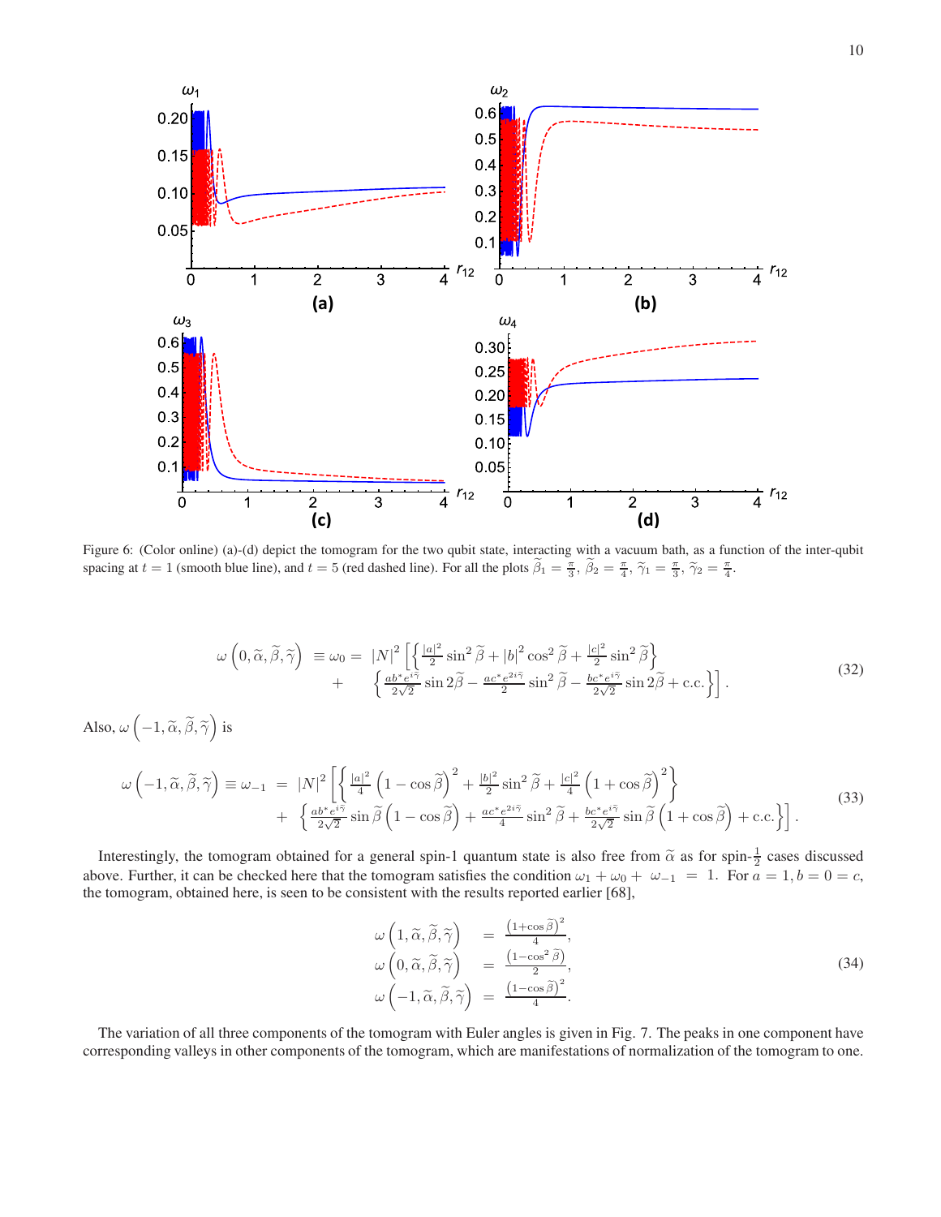Figure 6: (Color online) (a)-(d) depict the tomogram for the two qubit state, interacting with a vacuum bath, as a function of the inter-qubit spacing at $t = 1$ (smooth blue line), and $t = 5$ (red dashed line). For all the plots $\widetilde{\beta}_1 = \frac{\pi}{3}$, $\widetilde{\beta}_2 = \frac{\pi}{4}$, $\widetilde{\gamma}_1 = \frac{\pi}{3}$, $\widetilde{\gamma}_2 = \frac{\pi}{4}$.

$$
\begin{array}{rl}
\omega\left(0,\widetilde{\alpha},\widetilde{\beta},\widetilde{\gamma}\right) \equiv \omega_0 = & |N|^2\left[\left\{\frac{|a|^2}{2}\sin^2\widetilde{\beta}+|b|^2\cos^2\widetilde{\beta}+\frac{|c|^2}{2}\sin^2\widetilde{\beta}\right\}\right. \\
+ & \left.\left\{\frac{ab^* e^{i\widetilde{\gamma}}}{2\sqrt{2}}\sin 2\widetilde{\beta}-\frac{ac^* e^{2i\widetilde{\gamma}}}{2}\sin^2\widetilde{\beta}-\frac{bc^* e^{i\widetilde{\gamma}}}{2\sqrt{2}}\sin 2\widetilde{\beta}+\text{c.c.}\right\}\right].
\end{array}
\tag{32}
$$

Also, $\omega\left(-1,\widetilde{\alpha},\widetilde{\beta},\widetilde{\gamma}\right)$ is

$$
\begin{array}{rl}
\omega\left(-1,\widetilde{\alpha},\widetilde{\beta},\widetilde{\gamma}\right) \equiv \omega_{-1} = & |N|^2\left[\left\{\frac{|a|^2}{4}\left(1-\cos\widetilde{\beta}\right)^2+\frac{|b|^2}{2}\sin^2\widetilde{\beta}+\frac{|c|^2}{4}\left(1+\cos\widetilde{\beta}\right)^2\right\}\right. \\
+ & \left.\left\{\frac{ab^* e^{i\widetilde{\gamma}}}{2\sqrt{2}}\sin\widetilde{\beta}\left(1-\cos\widetilde{\beta}\right)+\frac{ac^* e^{2i\widetilde{\gamma}}}{4}\sin^2\widetilde{\beta}+\frac{bc^* e^{i\widetilde{\gamma}}}{2\sqrt{2}}\sin\widetilde{\beta}\left(1+\cos\widetilde{\beta}\right)+\text{c.c.}\right\}\right].
\end{array}
\tag{33}
$$

Interestingly, the tomogram obtained for a general spin-1 quantum state is also free from $\widetilde{\alpha}$ as for spin-$\frac{1}{2}$ cases discussed above. Further, it can be checked here that the tomogram satisfies the condition $\omega_1 + \omega_0 + \omega_{-1} = 1$. For $a = 1, b = 0 = c$, the tomogram, obtained here, is seen to be consistent with the results reported earlier [68],

$$
\begin{array}{rcl}
\omega\left(1,\widetilde{\alpha},\widetilde{\beta},\widetilde{\gamma}\right) & = & \frac{\left(1+\cos\widetilde{\beta}\right)^2}{4}, \\
\omega\left(0,\widetilde{\alpha},\widetilde{\beta},\widetilde{\gamma}\right) & = & \frac{\left(1-\cos^2\widetilde{\beta}\right)}{2}, \\
\omega\left(-1,\widetilde{\alpha},\widetilde{\beta},\widetilde{\gamma}\right) & = & \frac{\left(1-\cos\widetilde{\beta}\right)^2}{4}.
\end{array}
\tag{34}
$$

The variation of all three components of the tomogram with Euler angles is given in Fig. 7. The peaks in one component have corresponding valleys in other components of the tomogram, which are manifestations of normalization of the tomogram to one.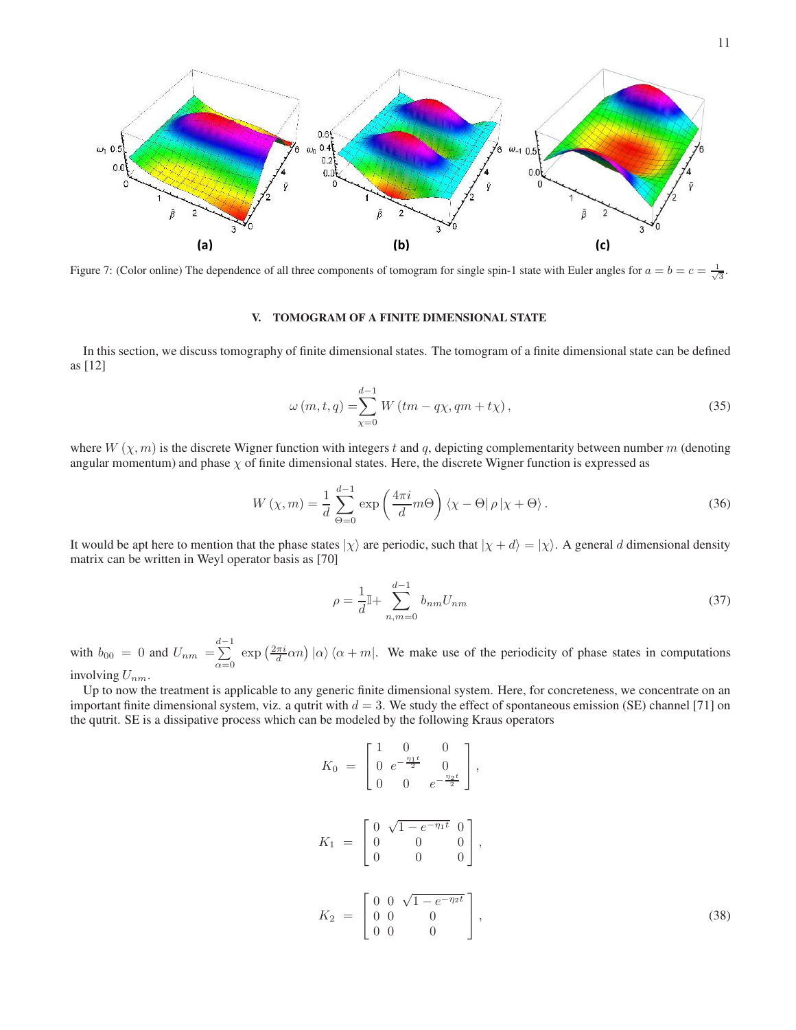Figure 7: (Color online) The dependence of all three components of tomogram for single spin-1 state with Euler angles for $a = b = c = \frac{1}{\sqrt{3}}$.

## V. TOMOGRAM OF A FINITE DIMENSIONAL STATE

In this section, we discuss tomography of finite dimensional states. The tomogram of a finite dimensional state can be defined as [12]

$$\omega(m,t,q) = \sum_{\chi=0}^{d-1} W(tm - q\chi, qm + t\chi), \tag{35}$$

where $W(\chi, m)$ is the discrete Wigner function with integers $t$ and $q$, depicting complementarity between number $m$ (denoting angular momentum) and phase $\chi$ of finite dimensional states. Here, the discrete Wigner function is expressed as

$$W(\chi, m) = \frac{1}{d} \sum_{\Theta=0}^{d-1} \exp\left(\frac{4\pi i}{d} m\Theta\right) \langle \chi - \Theta | \rho | \chi + \Theta \rangle. \tag{36}$$

It would be apt here to mention that the phase states $|\chi\rangle$ are periodic, such that $|\chi + d\rangle = |\chi\rangle$. A general $d$ dimensional density matrix can be written in Weyl operator basis as [70]

$$\rho = \frac{1}{d}\mathbb{I} + \sum_{n,m=0}^{d-1} b_{nm} U_{nm} \tag{37}$$

with $b_{00} = 0$ and $U_{nm} = \sum_{\alpha=0}^{d-1} \exp\left(\frac{2\pi i}{d}\alpha n\right) |\alpha\rangle \langle \alpha + m|$. We make use of the periodicity of phase states in computations involving $U_{nm}$.

Up to now the treatment is applicable to any generic finite dimensional system. Here, for concreteness, we concentrate on an important finite dimensional system, viz. a qutrit with $d = 3$. We study the effect of spontaneous emission (SE) channel [71] on the qutrit. SE is a dissipative process which can be modeled by the following Kraus operators

$$K_0 = \begin{bmatrix} 1 & 0 & 0 \\ 0 & e^{-\frac{\eta_1 t}{2}} & 0 \\ 0 & 0 & e^{-\frac{\eta_2 t}{2}} \end{bmatrix},$$

$$K_1 = \begin{bmatrix} 0 & \sqrt{1 - e^{-\eta_1 t}} & 0 \\ 0 & 0 & 0 \\ 0 & 0 & 0 \end{bmatrix},$$

$$K_2 = \begin{bmatrix} 0 & 0 & \sqrt{1 - e^{-\eta_2 t}} \\ 0 & 0 & 0 \\ 0 & 0 & 0 \end{bmatrix}, \tag{38}$$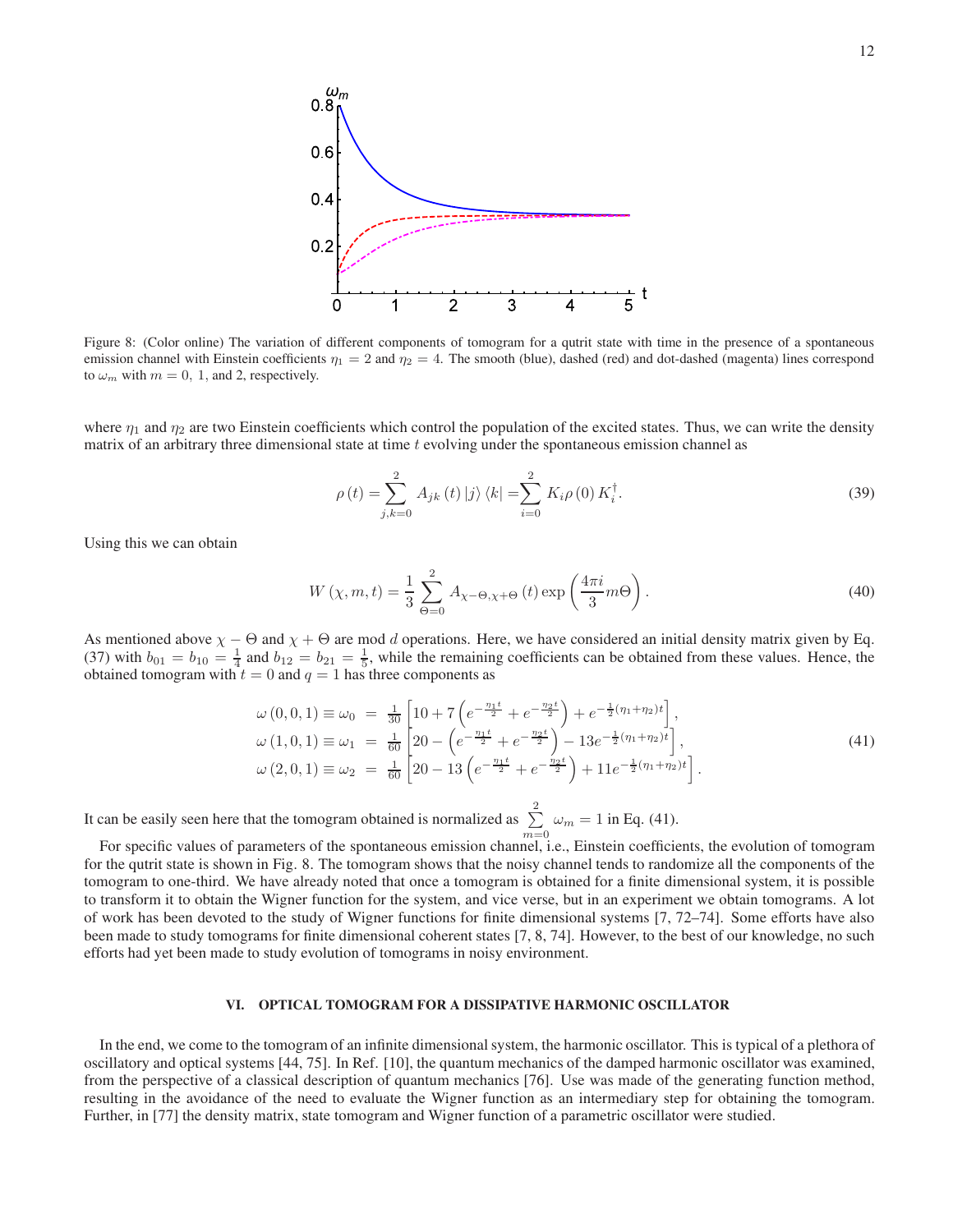Figure 8: (Color online) The variation of different components of tomogram for a qutrit state with time in the presence of a spontaneous emission channel with Einstein coefficients $\eta_1 = 2$ and $\eta_2 = 4$. The smooth (blue), dashed (red) and dot-dashed (magenta) lines correspond to $\omega_m$ with $m = 0,\ 1,$ and $2$, respectively.

where $\eta_1$ and $\eta_2$ are two Einstein coefficients which control the population of the excited states. Thus, we can write the density matrix of an arbitrary three dimensional state at time $t$ evolving under the spontaneous emission channel as

$$\rho\left(t\right)=\sum_{j,k=0}^{2}A_{jk}\left(t\right)\left|j\right\rangle\left\langle k\right|=\sum_{i=0}^{2}K_{i}\rho\left(0\right)K_{i}^{\dagger}. \tag{39}$$

Using this we can obtain

$$W\left(\chi,m,t\right)=\frac{1}{3}\sum_{\Theta=0}^{2}A_{\chi-\Theta,\chi+\Theta}\left(t\right)\exp\left(\frac{4\pi i}{3}m\Theta\right). \tag{40}$$

As mentioned above $\chi-\Theta$ and $\chi+\Theta$ are mod $d$ operations. Here, we have considered an initial density matrix given by Eq. (37) with $b_{01}=b_{10}=\frac{1}{4}$ and $b_{12}=b_{21}=\frac{1}{5}$, while the remaining coefficients can be obtained from these values. Hence, the obtained tomogram with $t=0$ and $q=1$ has three components as

$$\begin{array}{rcl}\omega\left(0,0,1\right)\equiv\omega_{0} & = & \frac{1}{30}\left[10+7\left(e^{-\frac{\eta_{1}t}{2}}+e^{-\frac{\eta_{2}t}{2}}\right)+e^{-\frac{1}{2}\left(\eta_{1}+\eta_{2}\right)t}\right],\\ \omega\left(1,0,1\right)\equiv\omega_{1} & = & \frac{1}{60}\left[20-\left(e^{-\frac{\eta_{1}t}{2}}+e^{-\frac{\eta_{2}t}{2}}\right)-13e^{-\frac{1}{2}\left(\eta_{1}+\eta_{2}\right)t}\right],\\ \omega\left(2,0,1\right)\equiv\omega_{2} & = & \frac{1}{60}\left[20-13\left(e^{-\frac{\eta_{1}t}{2}}+e^{-\frac{\eta_{2}t}{2}}\right)+11e^{-\frac{1}{2}\left(\eta_{1}+\eta_{2}\right)t}\right].\end{array} \tag{41}$$

It can be easily seen here that the tomogram obtained is normalized as $\sum\limits_{m=0}^{2}\omega_m=1$ in Eq. (41).

For specific values of parameters of the spontaneous emission channel, i.e., Einstein coefficients, the evolution of tomogram for the qutrit state is shown in Fig. 8. The tomogram shows that the noisy channel tends to randomize all the components of the tomogram to one-third. We have already noted that once a tomogram is obtained for a finite dimensional system, it is possible to transform it to obtain the Wigner function for the system, and vice verse, but in an experiment we obtain tomograms. A lot of work has been devoted to the study of Wigner functions for finite dimensional systems [7, 72–74]. Some efforts have also been made to study tomograms for finite dimensional coherent states [7, 8, 74]. However, to the best of our knowledge, no such efforts had yet been made to study evolution of tomograms in noisy environment.

## VI. OPTICAL TOMOGRAM FOR A DISSIPATIVE HARMONIC OSCILLATOR

In the end, we come to the tomogram of an infinite dimensional system, the harmonic oscillator. This is typical of a plethora of oscillatory and optical systems [44, 75]. In Ref. [10], the quantum mechanics of the damped harmonic oscillator was examined, from the perspective of a classical description of quantum mechanics [76]. Use was made of the generating function method, resulting in the avoidance of the need to evaluate the Wigner function as an intermediary step for obtaining the tomogram. Further, in [77] the density matrix, state tomogram and Wigner function of a parametric oscillator were studied.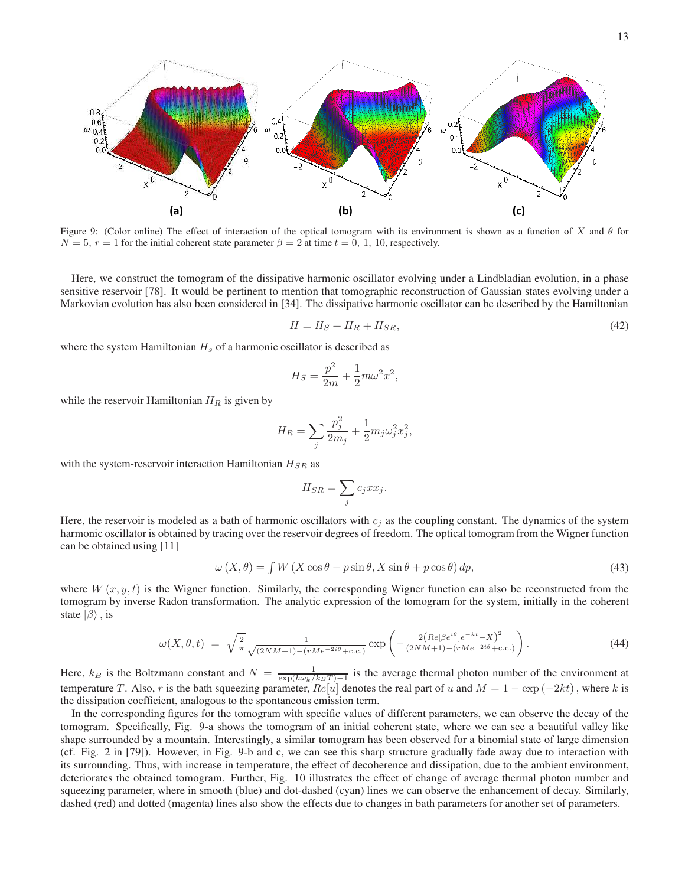Figure 9: (Color online) The effect of interaction of the optical tomogram with its environment is shown as a function of $X$ and $\theta$ for $N = 5$, $r = 1$ for the initial coherent state parameter $\beta = 2$ at time $t = 0,\ 1,\ 10$, respectively.

Here, we construct the tomogram of the dissipative harmonic oscillator evolving under a Lindbladian evolution, in a phase sensitive reservoir [78]. It would be pertinent to mention that tomographic reconstruction of Gaussian states evolving under a Markovian evolution has also been considered in [34]. The dissipative harmonic oscillator can be described by the Hamiltonian

$$H = H_S + H_R + H_{SR}, \tag{42}$$

where the system Hamiltonian $H_s$ of a harmonic oscillator is described as

$$H_S = \frac{p^2}{2m} + \frac{1}{2}m\omega^2 x^2,$$

while the reservoir Hamiltonian $H_R$ is given by

$$H_R = \sum_j \frac{p_j^2}{2m_j} + \frac{1}{2}m_j\omega_j^2 x_j^2,$$

with the system-reservoir interaction Hamiltonian $H_{SR}$ as

$$H_{SR} = \sum_j c_j x x_j.$$

Here, the reservoir is modeled as a bath of harmonic oscillators with $c_j$ as the coupling constant. The dynamics of the system harmonic oscillator is obtained by tracing over the reservoir degrees of freedom. The optical tomogram from the Wigner function can be obtained using [11]

$$\omega\left(X, \theta\right) = \int W\left(X\cos\theta - p\sin\theta, X\sin\theta + p\cos\theta\right)dp, \tag{43}$$

where $W\left(x, y, t\right)$ is the Wigner function. Similarly, the corresponding Wigner function can also be reconstructed from the tomogram by inverse Radon transformation. The analytic expression of the tomogram for the system, initially in the coherent state $|\beta\rangle$, is

$$\omega(X,\theta,t) \;=\; \sqrt{\frac{2}{\pi}}\frac{1}{\sqrt{(2NM+1)-(rMe^{-2i\theta}+\text{c.c.})}}\exp\left(-\frac{2\left(Re[\beta e^{i\theta}]e^{-kt}-X\right)^2}{(2NM+1)-(rMe^{-2i\theta}+\text{c.c.})}\right). \tag{44}$$

Here, $k_B$ is the Boltzmann constant and $N = \frac{1}{\exp(\hbar\omega_k/k_B T)-1}$ is the average thermal photon number of the environment at temperature $T$. Also, $r$ is the bath squeezing parameter, $Re[u]$ denotes the real part of $u$ and $M = 1 - \exp\left(-2kt\right)$, where $k$ is the dissipation coefficient, analogous to the spontaneous emission term.

In the corresponding figures for the tomogram with specific values of different parameters, we can observe the decay of the tomogram. Specifically, Fig. 9-a shows the tomogram of an initial coherent state, where we can see a beautiful valley like shape surrounded by a mountain. Interestingly, a similar tomogram has been observed for a binomial state of large dimension (cf. Fig. 2 in [79]). However, in Fig. 9-b and c, we can see this sharp structure gradually fade away due to interaction with its surrounding. Thus, with increase in temperature, the effect of decoherence and dissipation, due to the ambient environment, deteriorates the obtained tomogram. Further, Fig. 10 illustrates the effect of change of average thermal photon number and squeezing parameter, where in smooth (blue) and dot-dashed (cyan) lines we can observe the enhancement of decay. Similarly, dashed (red) and dotted (magenta) lines also show the effects due to changes in bath parameters for another set of parameters.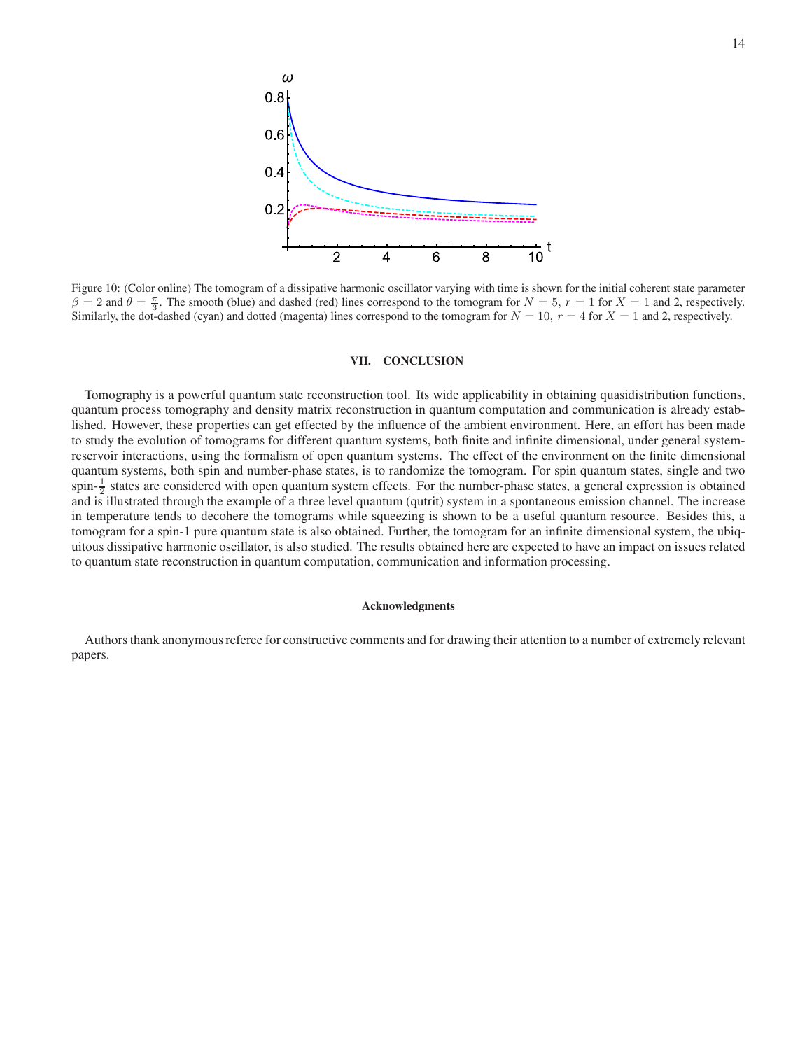Figure 10: (Color online) The tomogram of a dissipative harmonic oscillator varying with time is shown for the initial coherent state parameter $\beta = 2$ and $\theta = \frac{\pi}{3}$. The smooth (blue) and dashed (red) lines correspond to the tomogram for $N = 5$, $r = 1$ for $X = 1$ and 2, respectively. Similarly, the dot-dashed (cyan) and dotted (magenta) lines correspond to the tomogram for $N = 10$, $r = 4$ for $X = 1$ and 2, respectively.

## VII. CONCLUSION

Tomography is a powerful quantum state reconstruction tool. Its wide applicability in obtaining quasidistribution functions, quantum process tomography and density matrix reconstruction in quantum computation and communication is already established. However, these properties can get effected by the influence of the ambient environment. Here, an effort has been made to study the evolution of tomograms for different quantum systems, both finite and infinite dimensional, under general system-reservoir interactions, using the formalism of open quantum systems. The effect of the environment on the finite dimensional quantum systems, both spin and number-phase states, is to randomize the tomogram. For spin quantum states, single and two spin-$\frac{1}{2}$ states are considered with open quantum system effects. For the number-phase states, a general expression is obtained and is illustrated through the example of a three level quantum (qutrit) system in a spontaneous emission channel. The increase in temperature tends to decohere the tomograms while squeezing is shown to be a useful quantum resource. Besides this, a tomogram for a spin-1 pure quantum state is also obtained. Further, the tomogram for an infinite dimensional system, the ubiquitous dissipative harmonic oscillator, is also studied. The results obtained here are expected to have an impact on issues related to quantum state reconstruction in quantum computation, communication and information processing.

### Acknowledgments

Authors thank anonymous referee for constructive comments and for drawing their attention to a number of extremely relevant papers.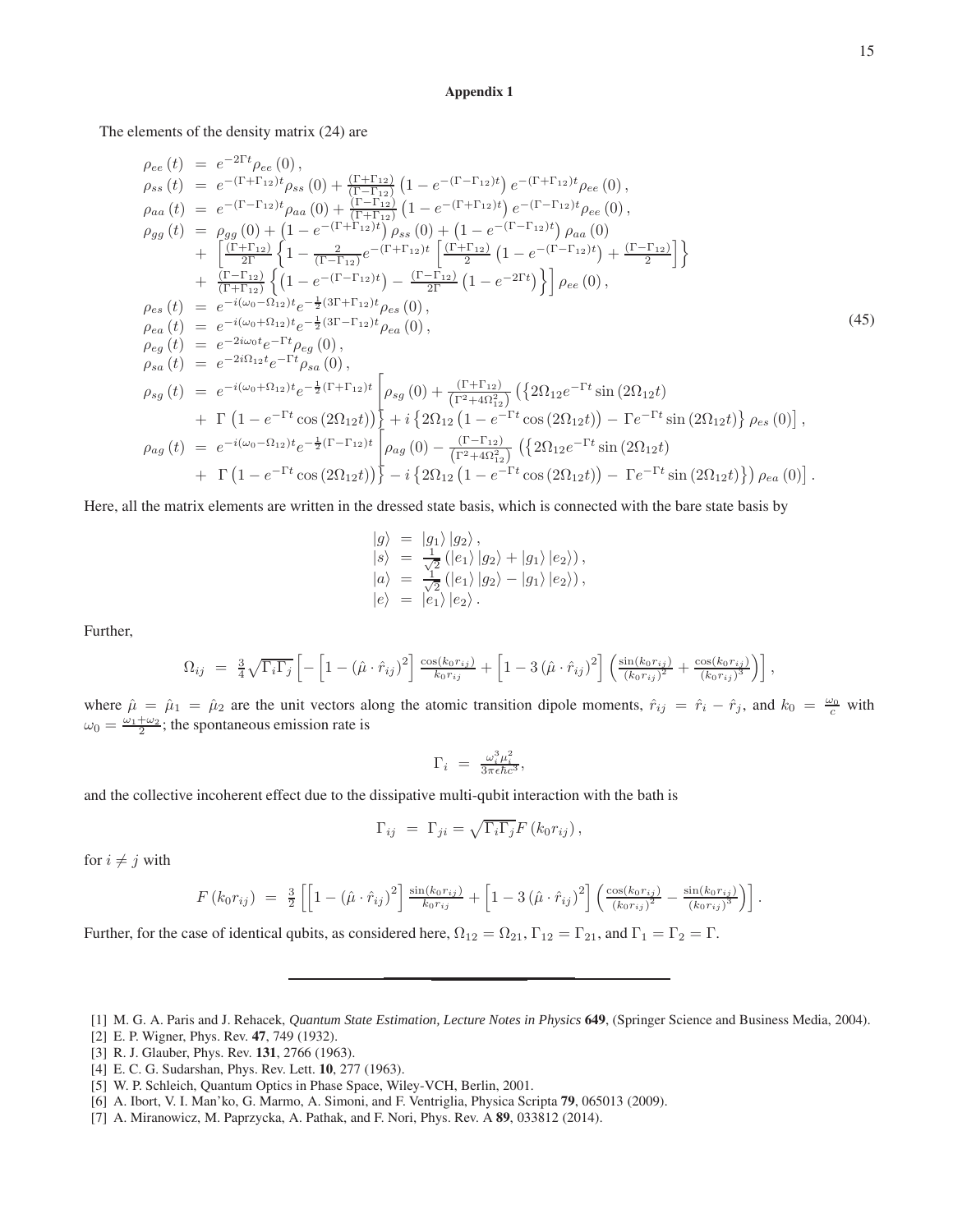# Appendix 1

The elements of the density matrix (24) are

$$
\begin{aligned}
\rho_{ee}(t) &= e^{-2\Gamma t}\rho_{ee}(0), \\
\rho_{ss}(t) &= e^{-(\Gamma+\Gamma_{12})t}\rho_{ss}(0) + \tfrac{(\Gamma+\Gamma_{12})}{(\Gamma-\Gamma_{12})}\left(1-e^{-(\Gamma-\Gamma_{12})t}\right)e^{-(\Gamma+\Gamma_{12})t}\rho_{ee}(0), \\
\rho_{aa}(t) &= e^{-(\Gamma-\Gamma_{12})t}\rho_{aa}(0) + \tfrac{(\Gamma-\Gamma_{12})}{(\Gamma+\Gamma_{12})}\left(1-e^{-(\Gamma+\Gamma_{12})t}\right)e^{-(\Gamma-\Gamma_{12})t}\rho_{ee}(0), \\
\rho_{gg}(t) &= \rho_{gg}(0) + \left(1-e^{-(\Gamma+\Gamma_{12})t}\right)\rho_{ss}(0) + \left(1-e^{-(\Gamma-\Gamma_{12})t}\right)\rho_{aa}(0) \\
&+ \left[\tfrac{(\Gamma+\Gamma_{12})}{2\Gamma}\left\{1-\tfrac{2}{(\Gamma-\Gamma_{12})}e^{-(\Gamma+\Gamma_{12})t}\left[\tfrac{(\Gamma+\Gamma_{12})}{2}\left(1-e^{-(\Gamma-\Gamma_{12})t}\right)+\tfrac{(\Gamma-\Gamma_{12})}{2}\right]\right\}\right. \\
&+ \left.\tfrac{(\Gamma-\Gamma_{12})}{(\Gamma+\Gamma_{12})}\left\{\left(1-e^{-(\Gamma-\Gamma_{12})t}\right)-\tfrac{(\Gamma-\Gamma_{12})}{2\Gamma}\left(1-e^{-2\Gamma t}\right)\right\}\right]\rho_{ee}(0), \\
\rho_{es}(t) &= e^{-i(\omega_0-\Omega_{12})t}e^{-\frac{1}{2}(3\Gamma+\Gamma_{12})t}\rho_{es}(0), \\
\rho_{ea}(t) &= e^{-i(\omega_0+\Omega_{12})t}e^{-\frac{1}{2}(3\Gamma-\Gamma_{12})t}\rho_{ea}(0), \\
\rho_{eg}(t) &= e^{-2i\omega_0 t}e^{-\Gamma t}\rho_{eg}(0), \\
\rho_{sa}(t) &= e^{-2i\Omega_{12}t}e^{-\Gamma t}\rho_{sa}(0), \\
\rho_{sg}(t) &= e^{-i(\omega_0+\Omega_{12})t}e^{-\frac{1}{2}(\Gamma+\Gamma_{12})t}\left[\rho_{sg}(0) + \tfrac{(\Gamma+\Gamma_{12})}{(\Gamma^2+4\Omega_{12}^2)}\left(\left\{2\Omega_{12}e^{-\Gamma t}\sin(2\Omega_{12}t)\right.\right.\right. \\
&+ \left.\left.\Gamma\left(1-e^{-\Gamma t}\cos(2\Omega_{12}t)\right)\right\} + i\left\{2\Omega_{12}\left(1-e^{-\Gamma t}\cos(2\Omega_{12}t)\right) - \Gamma e^{-\Gamma t}\sin(2\Omega_{12}t)\right\}\rho_{es}(0)\right], \\
\rho_{ag}(t) &= e^{-i(\omega_0-\Omega_{12})t}e^{-\frac{1}{2}(\Gamma-\Gamma_{12})t}\left[\rho_{ag}(0) - \tfrac{(\Gamma-\Gamma_{12})}{(\Gamma^2+4\Omega_{12}^2)}\left(\left\{2\Omega_{12}e^{-\Gamma t}\sin(2\Omega_{12}t)\right.\right.\right. \\
&+ \left.\left.\Gamma\left(1-e^{-\Gamma t}\cos(2\Omega_{12}t)\right)\right\} - i\left\{2\Omega_{12}\left(1-e^{-\Gamma t}\cos(2\Omega_{12}t)\right) - \Gamma e^{-\Gamma t}\sin(2\Omega_{12}t)\right\}\right)\rho_{ea}(0)\right].
\end{aligned}
\tag{45}
$$

Here, all the matrix elements are written in the dressed state basis, which is connected with the bare state basis by

$$
\begin{aligned}
|g\rangle &= |g_1\rangle|g_2\rangle, \\
|s\rangle &= \tfrac{1}{\sqrt{2}}\left(|e_1\rangle|g_2\rangle + |g_1\rangle|e_2\rangle\right), \\
|a\rangle &= \tfrac{1}{\sqrt{2}}\left(|e_1\rangle|g_2\rangle - |g_1\rangle|e_2\rangle\right), \\
|e\rangle &= |e_1\rangle|e_2\rangle.
\end{aligned}
$$

Further,

$$
\Omega_{ij} = \tfrac{3}{4}\sqrt{\Gamma_i\Gamma_j}\left[-\left[1-(\hat{\mu}\cdot\hat{r}_{ij})^2\right]\tfrac{\cos(k_0r_{ij})}{k_0r_{ij}} + \left[1-3(\hat{\mu}\cdot\hat{r}_{ij})^2\right]\left(\tfrac{\sin(k_0r_{ij})}{(k_0r_{ij})^2}+\tfrac{\cos(k_0r_{ij})}{(k_0r_{ij})^3}\right)\right],
$$

where $\hat{\mu} = \hat{\mu}_1 = \hat{\mu}_2$ are the unit vectors along the atomic transition dipole moments, $\hat{r}_{ij} = \hat{r}_i - \hat{r}_j$, and $k_0 = \frac{\omega_0}{c}$ with $\omega_0 = \frac{\omega_1+\omega_2}{2}$; the spontaneous emission rate is

$$
\Gamma_i = \tfrac{\omega_i^3\mu_i^2}{3\pi\epsilon\hbar c^3},
$$

and the collective incoherent effect due to the dissipative multi-qubit interaction with the bath is

$$
\Gamma_{ij} = \Gamma_{ji} = \sqrt{\Gamma_i\Gamma_j}F(k_0r_{ij}),
$$

for $i \neq j$ with

$$
F(k_0r_{ij}) = \tfrac{3}{2}\left[\left[1-(\hat{\mu}\cdot\hat{r}_{ij})^2\right]\tfrac{\sin(k_0r_{ij})}{k_0r_{ij}} + \left[1-3(\hat{\mu}\cdot\hat{r}_{ij})^2\right]\left(\tfrac{\cos(k_0r_{ij})}{(k_0r_{ij})^2}-\tfrac{\sin(k_0r_{ij})}{(k_0r_{ij})^3}\right)\right].
$$

Further, for the case of identical qubits, as considered here, $\Omega_{12} = \Omega_{21}$, $\Gamma_{12} = \Gamma_{21}$, and $\Gamma_1 = \Gamma_2 = \Gamma$.

---

[1] M. G. A. Paris and J. Rehacek, *Quantum State Estimation, Lecture Notes in Physics* **649**, (Springer Science and Business Media, 2004).

[2] E. P. Wigner, Phys. Rev. **47**, 749 (1932).

[3] R. J. Glauber, Phys. Rev. **131**, 2766 (1963).

[4] E. C. G. Sudarshan, Phys. Rev. Lett. **10**, 277 (1963).

[5] W. P. Schleich, Quantum Optics in Phase Space, Wiley-VCH, Berlin, 2001.

[6] A. Ibort, V. I. Man'ko, G. Marmo, A. Simoni, and F. Ventriglia, Physica Scripta **79**, 065013 (2009).

[7] A. Miranowicz, M. Paprzycka, A. Pathak, and F. Nori, Phys. Rev. A **89**, 033812 (2014).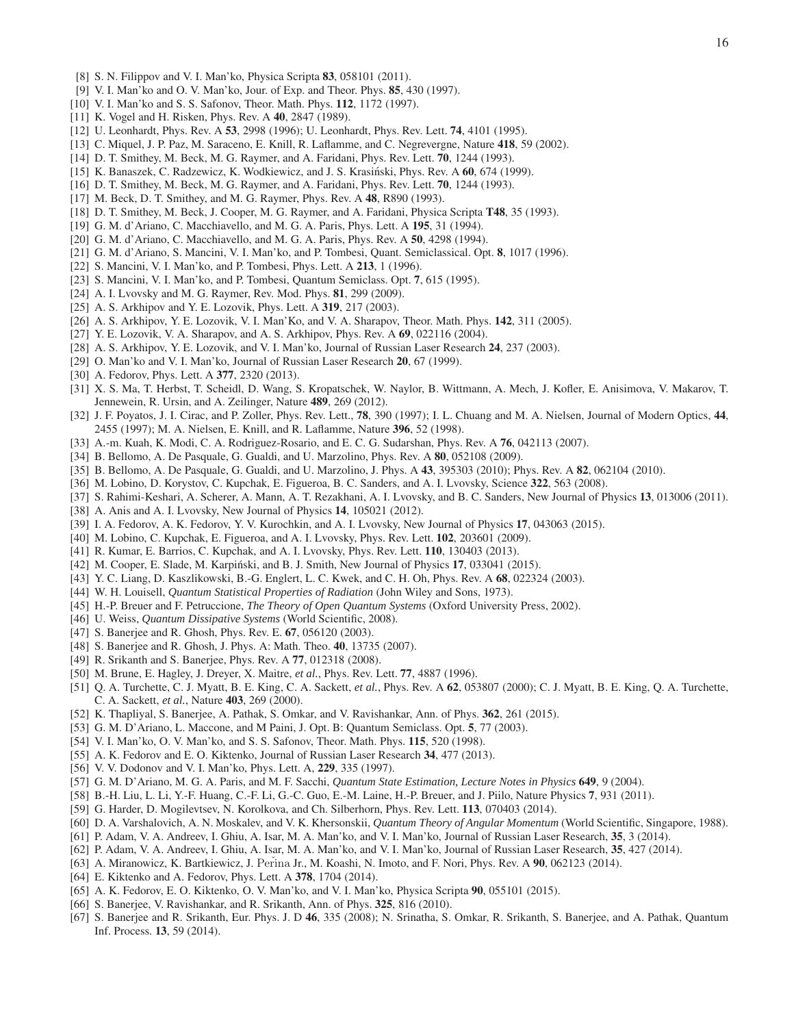[8] S. N. Filippov and V. I. Man'ko, Physica Scripta **83**, 058101 (2011).
[9] V. I. Man'ko and O. V. Man'ko, Jour. of Exp. and Theor. Phys. **85**, 430 (1997).
[10] V. I. Man'ko and S. S. Safonov, Theor. Math. Phys. **112**, 1172 (1997).
[11] K. Vogel and H. Risken, Phys. Rev. A **40**, 2847 (1989).
[12] U. Leonhardt, Phys. Rev. A **53**, 2998 (1996); U. Leonhardt, Phys. Rev. Lett. **74**, 4101 (1995).
[13] C. Miquel, J. P. Paz, M. Saraceno, E. Knill, R. Laflamme, and C. Negrevergne, Nature **418**, 59 (2002).
[14] D. T. Smithey, M. Beck, M. G. Raymer, and A. Faridani, Phys. Rev. Lett. **70**, 1244 (1993).
[15] K. Banaszek, C. Radzewicz, K. Wodkiewicz, and J. S. Krasiński, Phys. Rev. A **60**, 674 (1999).
[16] D. T. Smithey, M. Beck, M. G. Raymer, and A. Faridani, Phys. Rev. Lett. **70**, 1244 (1993).
[17] M. Beck, D. T. Smithey, and M. G. Raymer, Phys. Rev. A **48**, R890 (1993).
[18] D. T. Smithey, M. Beck, J. Cooper, M. G. Raymer, and A. Faridani, Physica Scripta **T48**, 35 (1993).
[19] G. M. d'Ariano, C. Macchiavello, and M. G. A. Paris, Phys. Lett. A **195**, 31 (1994).
[20] G. M. d'Ariano, C. Macchiavello, and M. G. A. Paris, Phys. Rev. A **50**, 4298 (1994).
[21] G. M. d'Ariano, S. Mancini, V. I. Man'ko, and P. Tombesi, Quant. Semiclassical. Opt. **8**, 1017 (1996).
[22] S. Mancini, V. I. Man'ko, and P. Tombesi, Phys. Lett. A **213**, 1 (1996).
[23] S. Mancini, V. I. Man'ko, and P. Tombesi, Quantum Semiclass. Opt. **7**, 615 (1995).
[24] A. I. Lvovsky and M. G. Raymer, Rev. Mod. Phys. **81**, 299 (2009).
[25] A. S. Arkhipov and Y. E. Lozovik, Phys. Lett. A **319**, 217 (2003).
[26] A. S. Arkhipov, Y. E. Lozovik, V. I. Man'Ko, and V. A. Sharapov, Theor. Math. Phys. **142**, 311 (2005).
[27] Y. E. Lozovik, V. A. Sharapov, and A. S. Arkhipov, Phys. Rev. A **69**, 022116 (2004).
[28] A. S. Arkhipov, Y. E. Lozovik, and V. I. Man'ko, Journal of Russian Laser Research **24**, 237 (2003).
[29] O. Man'ko and V. I. Man'ko, Journal of Russian Laser Research **20**, 67 (1999).
[30] A. Fedorov, Phys. Lett. A **377**, 2320 (2013).
[31] X. S. Ma, T. Herbst, T. Scheidl, D. Wang, S. Kropatschek, W. Naylor, B. Wittmann, A. Mech, J. Kofler, E. Anisimova, V. Makarov, T. Jennewein, R. Ursin, and A. Zeilinger, Nature **489**, 269 (2012).
[32] J. F. Poyatos, J. I. Cirac, and P. Zoller, Phys. Rev. Lett., **78**, 390 (1997); I. L. Chuang and M. A. Nielsen, Journal of Modern Optics, **44**, 2455 (1997); M. A. Nielsen, E. Knill, and R. Laflamme, Nature **396**, 52 (1998).
[33] A.-m. Kuah, K. Modi, C. A. Rodriguez-Rosario, and E. C. G. Sudarshan, Phys. Rev. A **76**, 042113 (2007).
[34] B. Bellomo, A. De Pasquale, G. Gualdi, and U. Marzolino, Phys. Rev. A **80**, 052108 (2009).
[35] B. Bellomo, A. De Pasquale, G. Gualdi, and U. Marzolino, J. Phys. A **43**, 395303 (2010); Phys. Rev. A **82**, 062104 (2010).
[36] M. Lobino, D. Korystov, C. Kupchak, E. Figueroa, B. C. Sanders, and A. I. Lvovsky, Science **322**, 563 (2008).
[37] S. Rahimi-Keshari, A. Scherer, A. Mann, A. T. Rezakhani, A. I. Lvovsky, and B. C. Sanders, New Journal of Physics **13**, 013006 (2011).
[38] A. Anis and A. I. Lvovsky, New Journal of Physics **14**, 105021 (2012).
[39] I. A. Fedorov, A. K. Fedorov, Y. V. Kurochkin, and A. I. Lvovsky, New Journal of Physics **17**, 043063 (2015).
[40] M. Lobino, C. Kupchak, E. Figueroa, and A. I. Lvovsky, Phys. Rev. Lett. **102**, 203601 (2009).
[41] R. Kumar, E. Barrios, C. Kupchak, and A. I. Lvovsky, Phys. Rev. Lett. **110**, 130403 (2013).
[42] M. Cooper, E. Slade, M. Karpiński, and B. J. Smith, New Journal of Physics **17**, 033041 (2015).
[43] Y. C. Liang, D. Kaszlikowski, B.-G. Englert, L. C. Kwek, and C. H. Oh, Phys. Rev. A **68**, 022324 (2003).
[44] W. H. Louisell, *Quantum Statistical Properties of Radiation* (John Wiley and Sons, 1973).
[45] H.-P. Breuer and F. Petruccione, *The Theory of Open Quantum Systems* (Oxford University Press, 2002).
[46] U. Weiss, *Quantum Dissipative Systems* (World Scientific, 2008).
[47] S. Banerjee and R. Ghosh, Phys. Rev. E. **67**, 056120 (2003).
[48] S. Banerjee and R. Ghosh, J. Phys. A: Math. Theo. **40**, 13735 (2007).
[49] R. Srikanth and S. Banerjee, Phys. Rev. A **77**, 012318 (2008).
[50] M. Brune, E. Hagley, J. Dreyer, X. Maitre, *et al.*, Phys. Rev. Lett. **77**, 4887 (1996).
[51] Q. A. Turchette, C. J. Myatt, B. E. King, C. A. Sackett, *et al.*, Phys. Rev. A **62**, 053807 (2000); C. J. Myatt, B. E. King, Q. A. Turchette, C. A. Sackett, *et al.*, Nature **403**, 269 (2000).
[52] K. Thapliyal, S. Banerjee, A. Pathak, S. Omkar, and V. Ravishankar, Ann. of Phys. **362**, 261 (2015).
[53] G. M. D'Ariano, L. Maccone, and M Paini, J. Opt. B: Quantum Semiclass. Opt. **5**, 77 (2003).
[54] V. I. Man'ko, O. V. Man'ko, and S. S. Safonov, Theor. Math. Phys. **115**, 520 (1998).
[55] A. K. Fedorov and E. O. Kiktenko, Journal of Russian Laser Research **34**, 477 (2013).
[56] V. V. Dodonov and V. I. Man'ko, Phys. Lett. A, **229**, 335 (1997).
[57] G. M. D'Ariano, M. G. A. Paris, and M. F. Sacchi, *Quantum State Estimation, Lecture Notes in Physics* **649**, 9 (2004).
[58] B.-H. Liu, L. Li, Y.-F. Huang, C.-F. Li, G.-C. Guo, E.-M. Laine, H.-P. Breuer, and J. Piilo, Nature Physics **7**, 931 (2011).
[59] G. Harder, D. Mogilevtsev, N. Korolkova, and Ch. Silberhorn, Phys. Rev. Lett. **113**, 070403 (2014).
[60] D. A. Varshalovich, A. N. Moskalev, and V. K. Khersonskii, *Quantum Theory of Angular Momentum* (World Scientific, Singapore, 1988).
[61] P. Adam, V. A. Andreev, I. Ghiu, A. Isar, M. A. Man'ko, and V. I. Man'ko, Journal of Russian Laser Research, **35**, 3 (2014).
[62] P. Adam, V. A. Andreev, I. Ghiu, A. Isar, M. A. Man'ko, and V. I. Man'ko, Journal of Russian Laser Research, **35**, 427 (2014).
[63] A. Miranowicz, K. Bartkiewicz, J. Peřina Jr., M. Koashi, N. Imoto, and F. Nori, Phys. Rev. A **90**, 062123 (2014).
[64] E. Kiktenko and A. Fedorov, Phys. Lett. A **378**, 1704 (2014).
[65] A. K. Fedorov, E. O. Kiktenko, O. V. Man'ko, and V. I. Man'ko, Physica Scripta **90**, 055101 (2015).
[66] S. Banerjee, V. Ravishankar, and R. Srikanth, Ann. of Phys. **325**, 816 (2010).
[67] S. Banerjee and R. Srikanth, Eur. Phys. J. D **46**, 335 (2008); N. Srinatha, S. Omkar, R. Srikanth, S. Banerjee, and A. Pathak, Quantum Inf. Process. **13**, 59 (2014).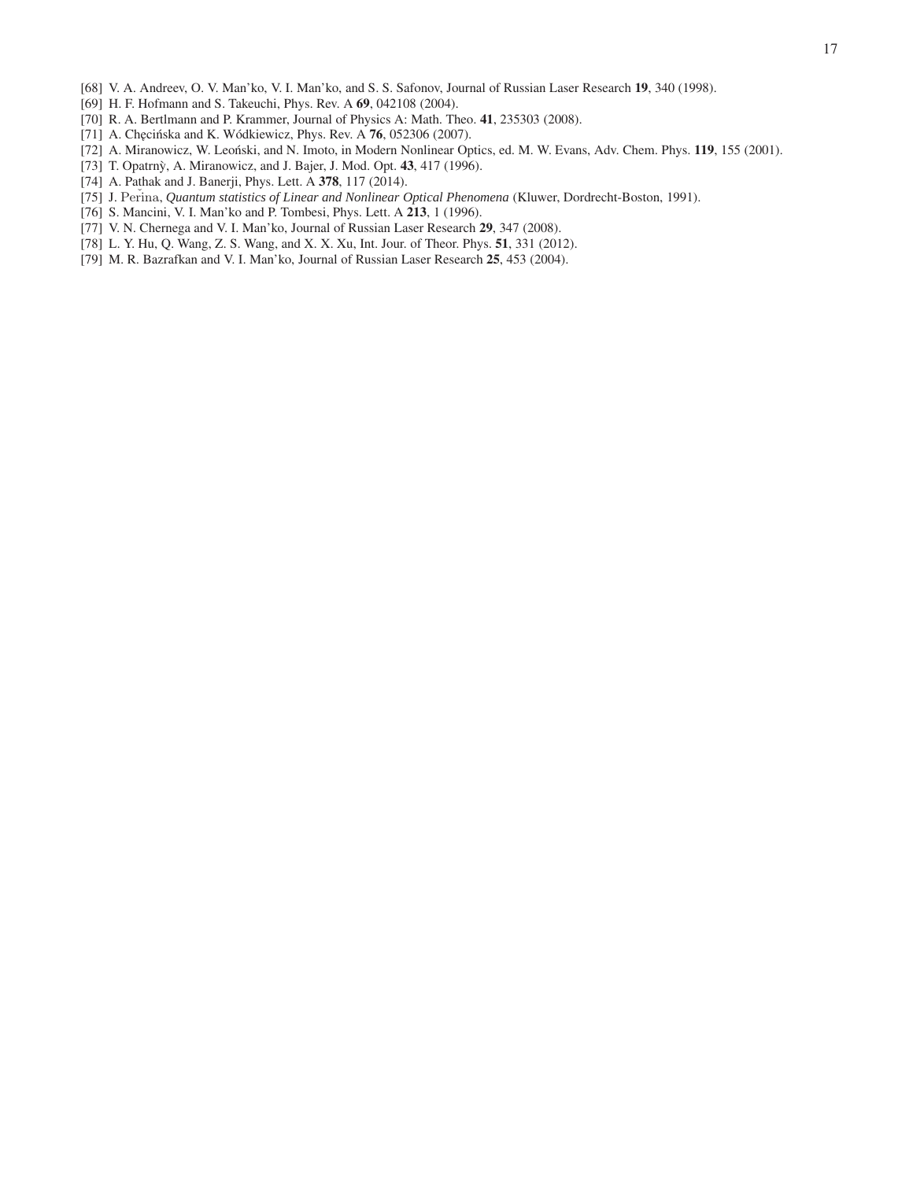[68] V. A. Andreev, O. V. Man'ko, V. I. Man'ko, and S. S. Safonov, Journal of Russian Laser Research **19**, 340 (1998).
[69] H. F. Hofmann and S. Takeuchi, Phys. Rev. A **69**, 042108 (2004).
[70] R. A. Bertlmann and P. Krammer, Journal of Physics A: Math. Theo. **41**, 235303 (2008).
[71] A. Chęcińska and K. Wódkiewicz, Phys. Rev. A **76**, 052306 (2007).
[72] A. Miranowicz, W. Leoński, and N. Imoto, in Modern Nonlinear Optics, ed. M. W. Evans, Adv. Chem. Phys. **119**, 155 (2001).
[73] T. Opatrnỳ, A. Miranowicz, and J. Bajer, J. Mod. Opt. **43**, 417 (1996).
[74] A. Pathak and J. Banerji, Phys. Lett. A **378**, 117 (2014).
[75] J. Peřina, *Quantum statistics of Linear and Nonlinear Optical Phenomena* (Kluwer, Dordrecht-Boston, 1991).
[76] S. Mancini, V. I. Man'ko and P. Tombesi, Phys. Lett. A **213**, 1 (1996).
[77] V. N. Chernega and V. I. Man'ko, Journal of Russian Laser Research **29**, 347 (2008).
[78] L. Y. Hu, Q. Wang, Z. S. Wang, and X. X. Xu, Int. Jour. of Theor. Phys. **51**, 331 (2012).
[79] M. R. Bazrafkan and V. I. Man'ko, Journal of Russian Laser Research **25**, 453 (2004).